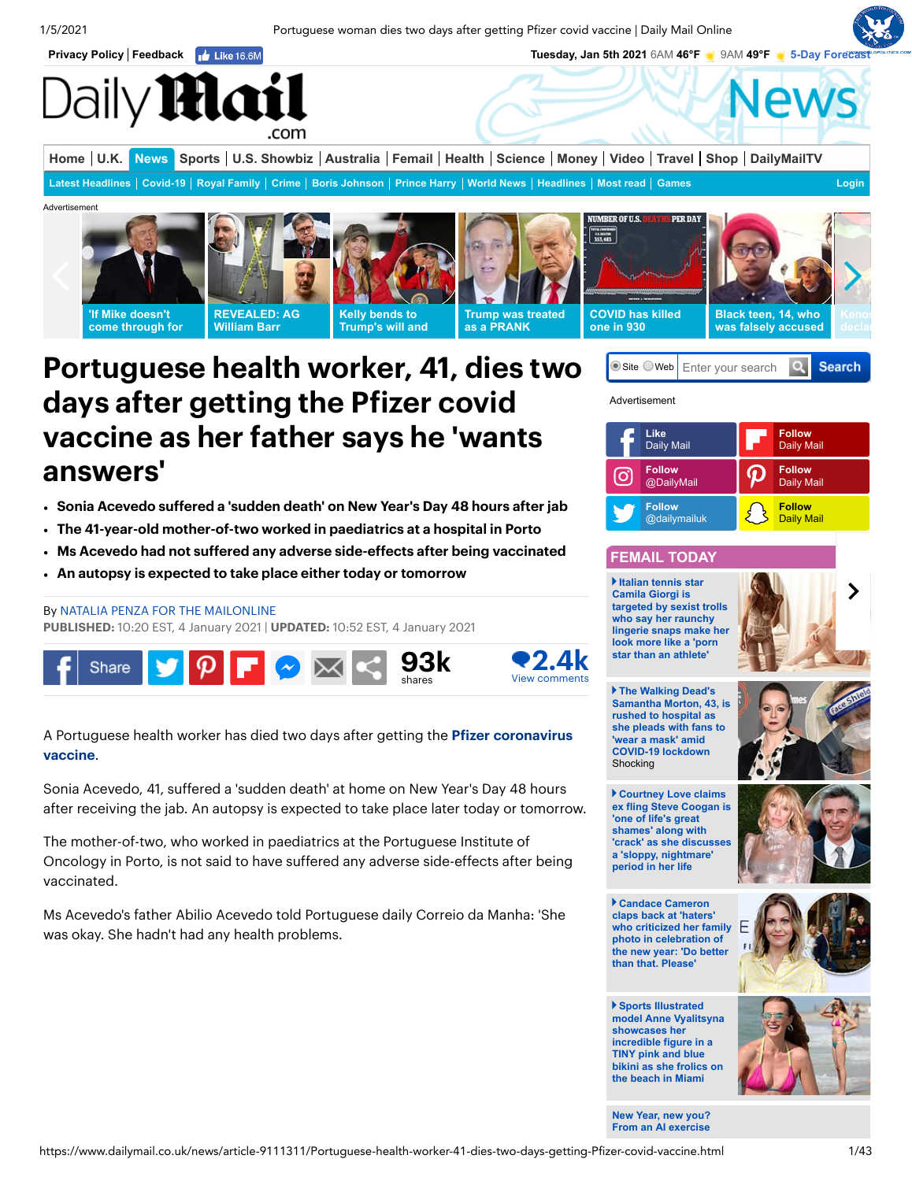# Portuguese health worker, 41, dies two days after getting the Pfizer covid vaccine as her father says he 'wants answers'

- **Sonia Acevedo suffered a 'sudden death' on New Year's Day 48 hours after jab**
- **The 41-year-old mother-of-two worked in paediatrics at a hospital in Porto**
- **Ms Acevedo had not suffered any adverse side-effects after being vaccinated**
- **An autopsy is expected to take place either today or tomorrow**

By NATALIA PENZA FOR THE MAILONLINE
**PUBLISHED:** 10:20 EST, 4 January 2021 | **UPDATED:** 10:52 EST, 4 January 2021

A Portuguese health worker has died two days after getting the **Pfizer coronavirus vaccine**.

Sonia Acevedo, 41, suffered a 'sudden death' at home on New Year's Day 48 hours after receiving the jab. An autopsy is expected to take place later today or tomorrow.

The mother-of-two, who worked in paediatrics at the Portuguese Institute of Oncology in Porto, is not said to have suffered any adverse side-effects after being vaccinated.

Ms Acevedo's father Abilio Acevedo told Portuguese daily Correio da Manha: 'She was okay. She hadn't had any health problems.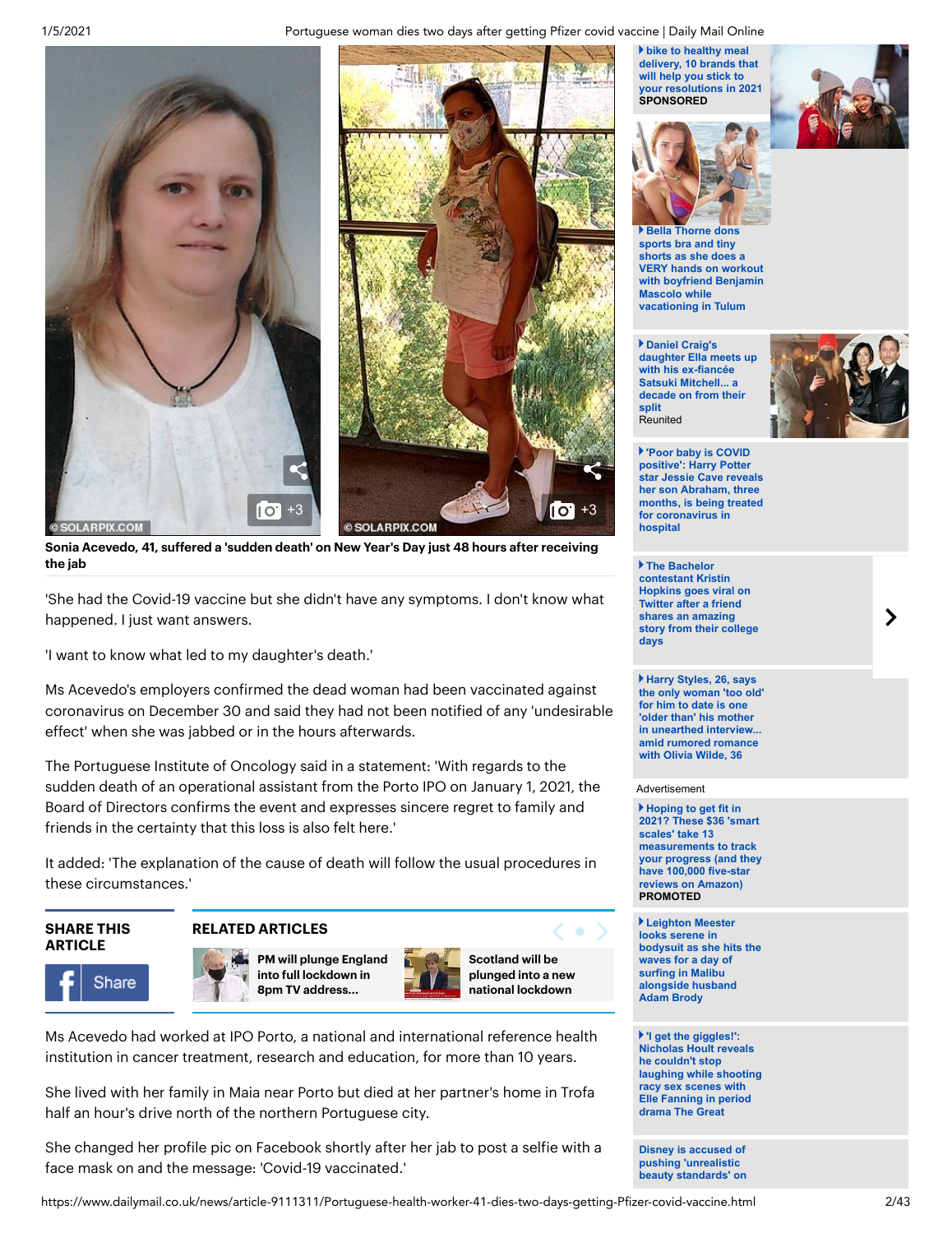Sonia Acevedo, 41, suffered a 'sudden death' on New Year's Day just 48 hours after receiving the jab

'She had the Covid-19 vaccine but she didn't have any symptoms. I don't know what happened. I just want answers.

'I want to know what led to my daughter's death.'

Ms Acevedo's employers confirmed the dead woman had been vaccinated against coronavirus on December 30 and said they had not been notified of any 'undesirable effect' when she was jabbed or in the hours afterwards.

The Portuguese Institute of Oncology said in a statement: 'With regards to the sudden death of an operational assistant from the Porto IPO on January 1, 2021, the Board of Directors confirms the event and expresses sincere regret to family and friends in the certainty that this loss is also felt here.'

It added: 'The explanation of the cause of death will follow the usual procedures in these circumstances.'

Ms Acevedo had worked at IPO Porto, a national and international reference health institution in cancer treatment, research and education, for more than 10 years.

She lived with her family in Maia near Porto but died at her partner's home in Trofa half an hour's drive north of the northern Portuguese city.

She changed her profile pic on Facebook shortly after her jab to post a selfie with a face mask on and the message: 'Covid-19 vaccinated.'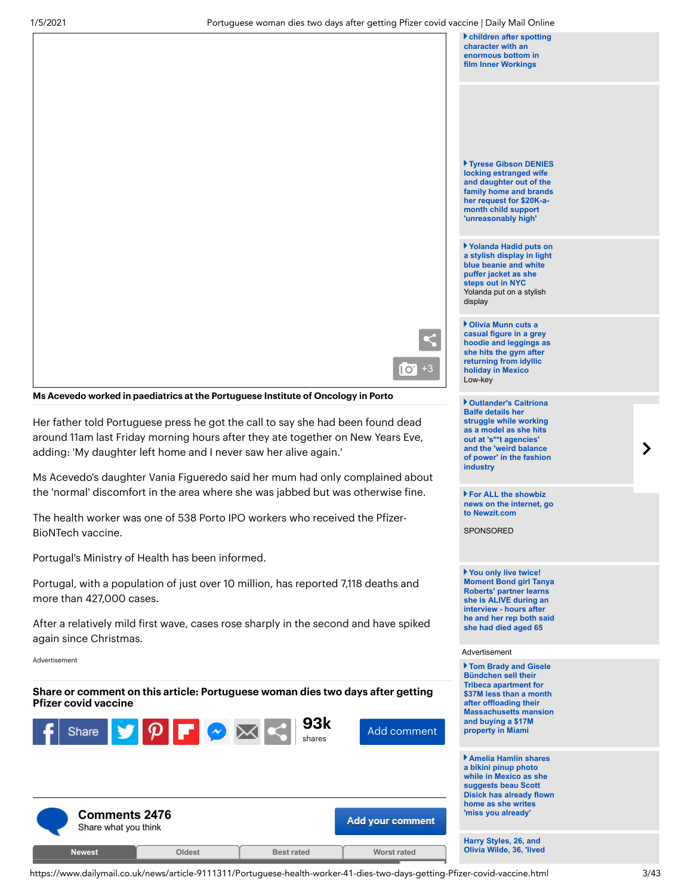Ms Acevedo worked in paediatrics at the Portuguese Institute of Oncology in Porto

Her father told Portuguese press he got the call to say she had been found dead around 11am last Friday morning hours after they ate together on New Years Eve, adding: 'My daughter left home and I never saw her alive again.'

Ms Acevedo's daughter Vania Figueredo said her mum had only complained about the 'normal' discomfort in the area where she was jabbed but was otherwise fine.

The health worker was one of 538 Porto IPO workers who received the Pfizer-BioNTech vaccine.

Portugal's Ministry of Health has been informed.

Portugal, with a population of just over 10 million, has reported 7,118 deaths and more than 427,000 cases.

After a relatively mild first wave, cases rose sharply in the second and have spiked again since Christmas.

Advertisement

**Share or comment on this article: Portuguese woman dies two days after getting Pfizer covid vaccine**

Share

93k shares

Add comment

## Comments 2476

Share what you think

Add your comment

Newest | Oldest | Best rated | Worst rated

- children after spotting character with an enormous bottom in film Inner Workings
- Tyrese Gibson DENIES locking estranged wife and daughter out of the family home and brands her request for $20K-a-month child support 'unreasonably high'
- Yolanda Hadid puts on a stylish display in light blue beanie and white puffer jacket as she steps out in NYC
  Yolanda put on a stylish display
- Olivia Munn cuts a casual figure in a grey hoodie and leggings as she hits the gym after returning from idyllic holiday in Mexico
  Low-key
- Outlander's Caitriona Balfe details her struggle while working as a model as she hits out at 's**t agencies' and the 'weird balance of power' in the fashion industry
- For ALL the showbiz news on the internet, go to Newzit.com
  SPONSORED
- You only live twice! Moment Bond girl Tanya Roberts' partner learns she is ALIVE during an interview - hours after he and her rep both said she had died aged 65

Advertisement

- Tom Brady and Gisele Bündchen sell their Tribeca apartment for $37M less than a month after offloading their Massachusetts mansion and buying a $17M property in Miami
- Amelia Hamlin shares a bikini pinup photo while in Mexico as she suggests beau Scott Disick has already flown home as she writes 'miss you already'
- Harry Styles, 26, and Olivia Wilde, 36, 'lived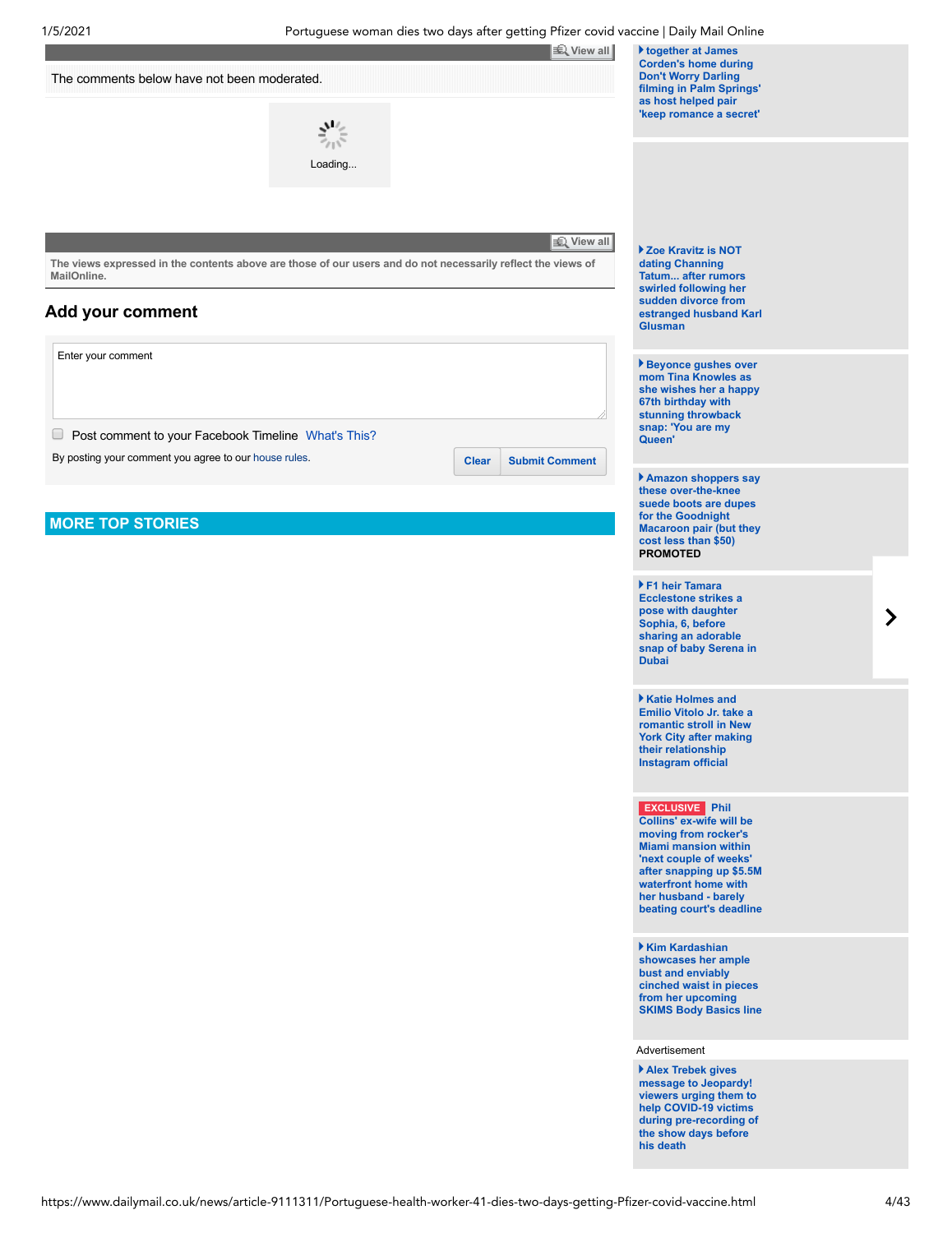View all

The comments below have not been moderated.

Loading...

View all

The views expressed in the contents above are those of our users and do not necessarily reflect the views of MailOnline.

## Add your comment

Enter your comment

Post comment to your Facebook Timeline What's This?

By posting your comment you agree to our house rules.

Clear Submit Comment

## MORE TOP STORIES

- together at James Corden's home during Don't Worry Darling filming in Palm Springs' as host helped pair 'keep romance a secret'
- Zoe Kravitz is NOT dating Channing Tatum... after rumors swirled following her sudden divorce from estranged husband Karl Glusman
- Beyonce gushes over mom Tina Knowles as she wishes her a happy 67th birthday with stunning throwback snap: 'You are my Queen'
- Amazon shoppers say these over-the-knee suede boots are dupes for the Goodnight Macaroon pair (but they cost less than $50) **PROMOTED**
- F1 heir Tamara Ecclestone strikes a pose with daughter Sophia, 6, before sharing an adorable snap of baby Serena in Dubai
- Katie Holmes and Emilio Vitolo Jr. take a romantic stroll in New York City after making their relationship Instagram official
- **EXCLUSIVE** Phil Collins' ex-wife will be moving from rocker's Miami mansion within 'next couple of weeks' after snapping up $5.5M waterfront home with her husband - barely beating court's deadline
- Kim Kardashian showcases her ample bust and enviably cinched waist in pieces from her upcoming SKIMS Body Basics line

Advertisement

- Alex Trebek gives message to Jeopardy! viewers urging them to help COVID-19 victims during pre-recording of the show days before his death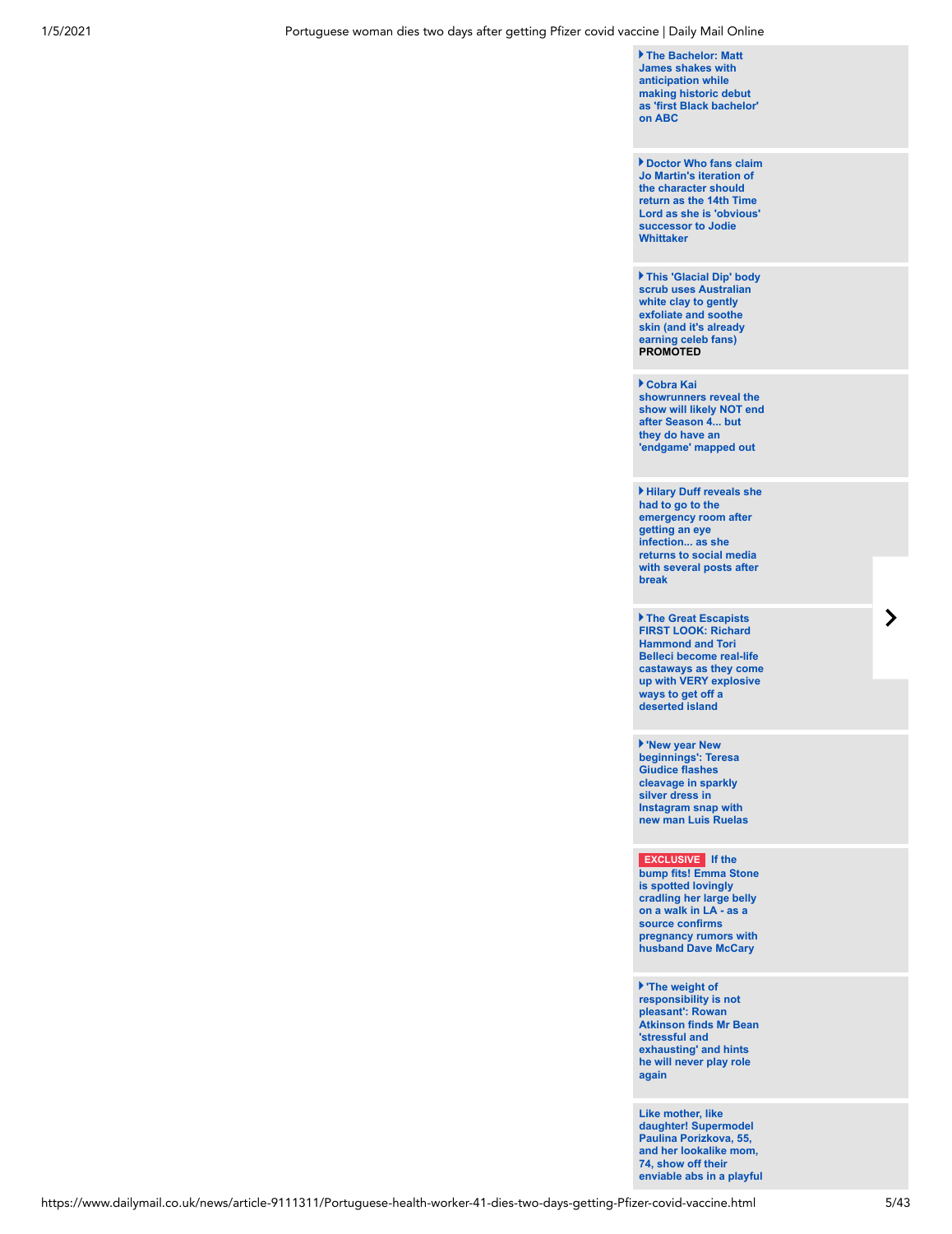- **The Bachelor: Matt James shakes with anticipation while making historic debut as 'first Black bachelor' on ABC**

- **Doctor Who fans claim Jo Martin's iteration of the character should return as the 14th Time Lord as she is 'obvious' successor to Jodie Whittaker**

- **This 'Glacial Dip' body scrub uses Australian white clay to gently exfoliate and soothe skin (and it's already earning celeb fans)**
  **PROMOTED**

- **Cobra Kai showrunners reveal the show will likely NOT end after Season 4... but they do have an 'endgame' mapped out**

- **Hilary Duff reveals she had to go to the emergency room after getting an eye infection... as she returns to social media with several posts after break**

- **The Great Escapists FIRST LOOK: Richard Hammond and Tori Belleci become real-life castaways as they come up with VERY explosive ways to get off a deserted island**

- **'New year New beginnings': Teresa Giudice flashes cleavage in sparkly silver dress in Instagram snap with new man Luis Ruelas**

- **EXCLUSIVE If the bump fits! Emma Stone is spotted lovingly cradling her large belly on a walk in LA - as a source confirms pregnancy rumors with husband Dave McCary**

- **'The weight of responsibility is not pleasant': Rowan Atkinson finds Mr Bean 'stressful and exhausting' and hints he will never play role again**

- **Like mother, like daughter! Supermodel Paulina Porizkova, 55, and her lookalike mom, 74, show off their enviable abs in a playful**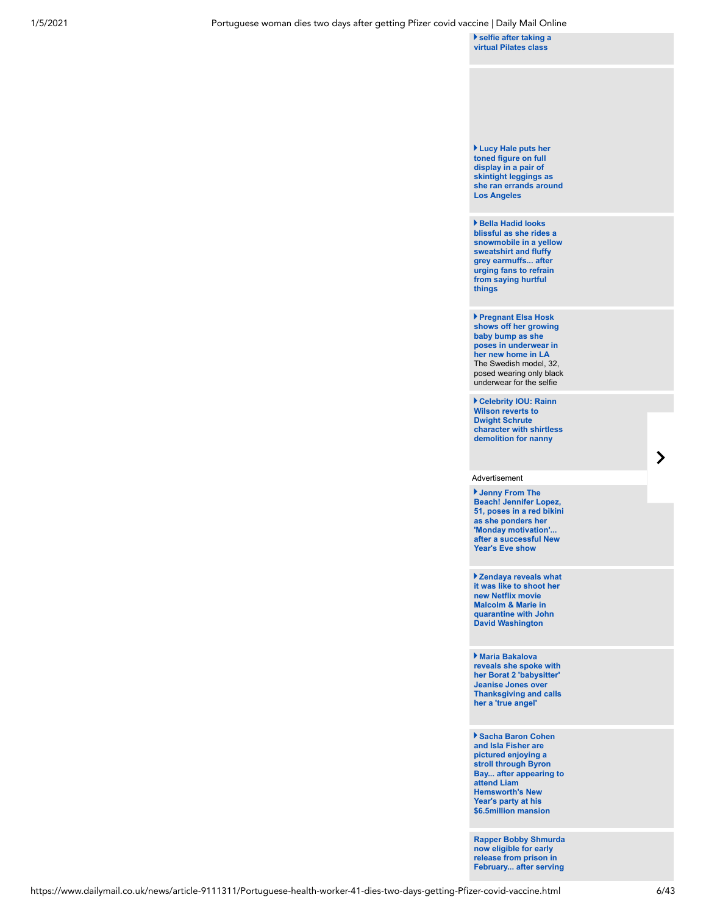▸ selfie after taking a virtual Pilates class

▸ **Lucy Hale puts her toned figure on full display in a pair of skintight leggings as she ran errands around Los Angeles**

▸ **Bella Hadid looks blissful as she rides a snowmobile in a yellow sweatshirt and fluffy grey earmuffs... after urging fans to refrain from saying hurtful things**

▸ **Pregnant Elsa Hosk shows off her growing baby bump as she poses in underwear in her new home in LA**
The Swedish model, 32, posed wearing only black underwear for the selfie

▸ **Celebrity IOU: Rainn Wilson reverts to Dwight Schrute character with shirtless demolition for nanny**

Advertisement

▸ **Jenny From The Beach! Jennifer Lopez, 51, poses in a red bikini as she ponders her 'Monday motivation'... after a successful New Year's Eve show**

▸ **Zendaya reveals what it was like to shoot her new Netflix movie Malcolm & Marie in quarantine with John David Washington**

▸ **Maria Bakalova reveals she spoke with her Borat 2 'babysitter' Jeanise Jones over Thanksgiving and calls her a 'true angel'**

▸ **Sacha Baron Cohen and Isla Fisher are pictured enjoying a stroll through Byron Bay... after appearing to attend Liam Hemsworth's New Year's party at his $6.5million mansion**

**Rapper Bobby Shmurda now eligible for early release from prison in February... after serving**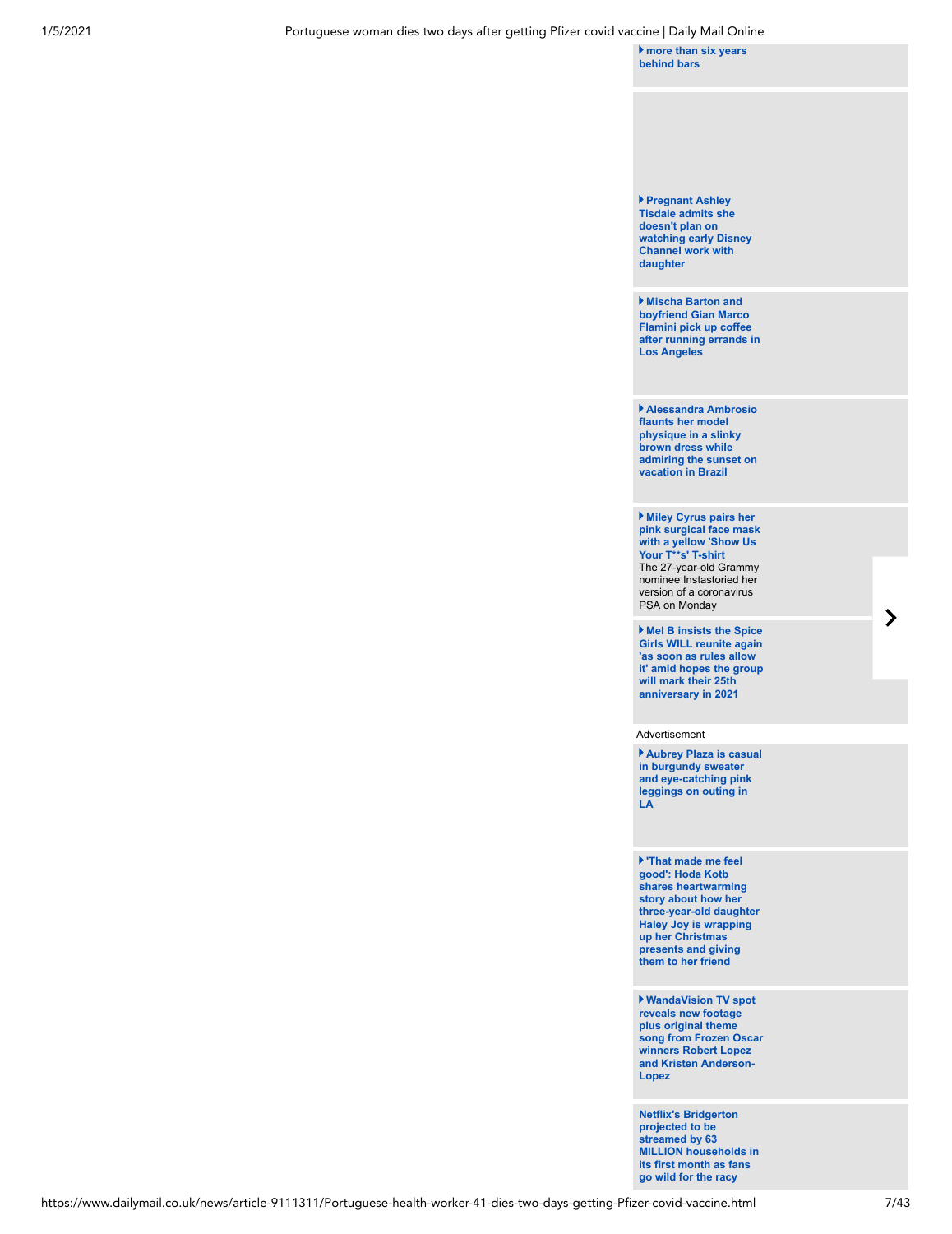**more than six years behind bars**

**Pregnant Ashley Tisdale admits she doesn't plan on watching early Disney Channel work with daughter**

**Mischa Barton and boyfriend Gian Marco Flamini pick up coffee after running errands in Los Angeles**

**Alessandra Ambrosio flaunts her model physique in a slinky brown dress while admiring the sunset on vacation in Brazil**

**Miley Cyrus pairs her pink surgical face mask with a yellow 'Show Us Your T**'s' T-shirt**
The 27-year-old Grammy nominee Instastoried her version of a coronavirus PSA on Monday

**Mel B insists the Spice Girls WILL reunite again 'as soon as rules allow it' amid hopes the group will mark their 25th anniversary in 2021**

Advertisement

**Aubrey Plaza is casual in burgundy sweater and eye-catching pink leggings on outing in LA**

**'That made me feel good': Hoda Kotb shares heartwarming story about how her three-year-old daughter Haley Joy is wrapping up her Christmas presents and giving them to her friend**

**WandaVision TV spot reveals new footage plus original theme song from Frozen Oscar winners Robert Lopez and Kristen Anderson-Lopez**

**Netflix's Bridgerton projected to be streamed by 63 MILLION households in its first month as fans go wild for the racy**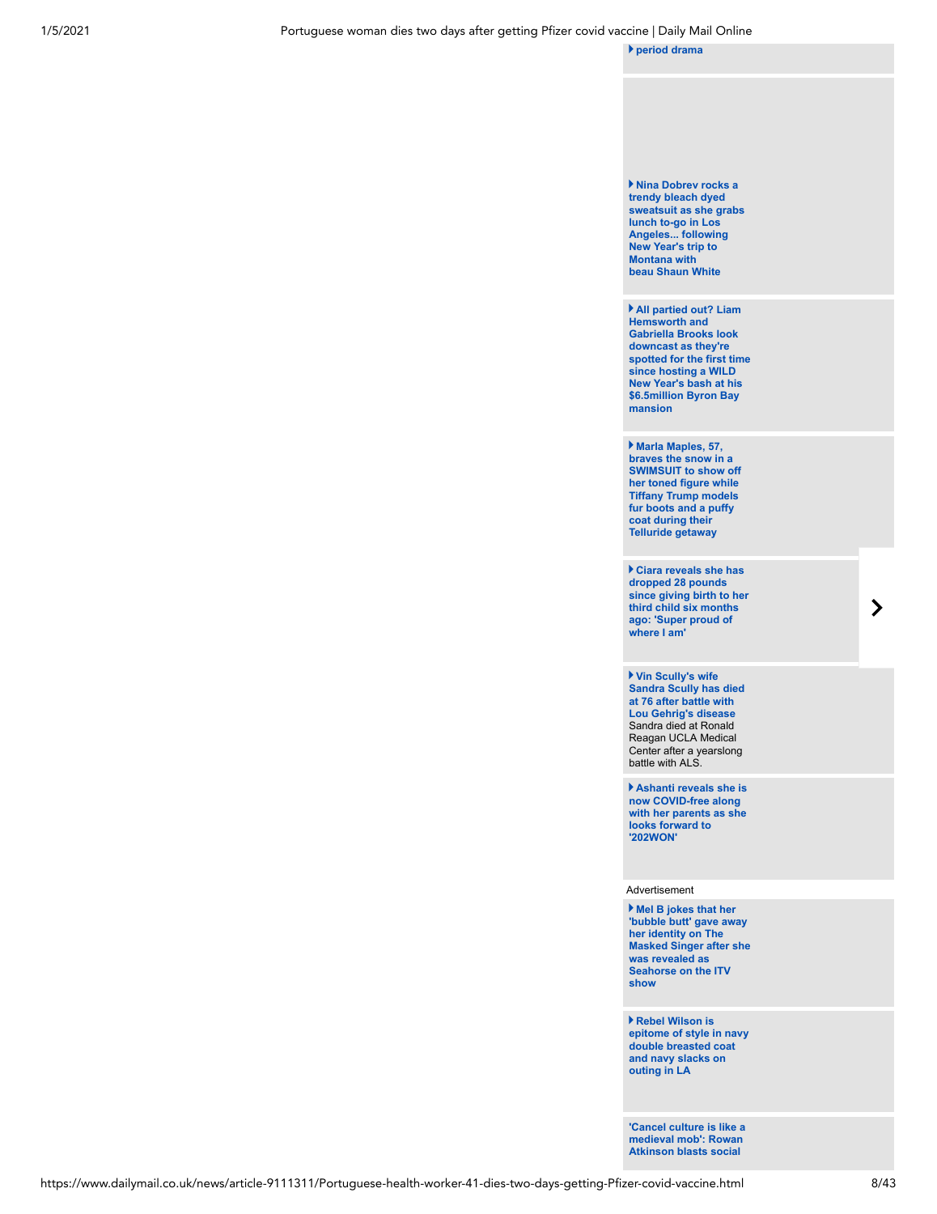▸ **period drama**

▸ **Nina Dobrev rocks a trendy bleach dyed sweatsuit as she grabs lunch to-go in Los Angeles... following New Year's trip to Montana with beau Shaun White**

▸ **All partied out? Liam Hemsworth and Gabriella Brooks look downcast as they're spotted for the first time since hosting a WILD New Year's bash at his $6.5million Byron Bay mansion**

▸ **Marla Maples, 57, braves the snow in a SWIMSUIT to show off her toned figure while Tiffany Trump models fur boots and a puffy coat during their Telluride getaway**

▸ **Ciara reveals she has dropped 28 pounds since giving birth to her third child six months ago: 'Super proud of where I am'**

▸ **Vin Scully's wife Sandra Scully has died at 76 after battle with Lou Gehrig's disease**
Sandra died at Ronald Reagan UCLA Medical Center after a yearslong battle with ALS.

▸ **Ashanti reveals she is now COVID-free along with her parents as she looks forward to '202WON'**

Advertisement

▸ **Mel B jokes that her 'bubble butt' gave away her identity on The Masked Singer after she was revealed as Seahorse on the ITV show**

▸ **Rebel Wilson is epitome of style in navy double breasted coat and navy slacks on outing in LA**

**'Cancel culture is like a medieval mob': Rowan Atkinson blasts social**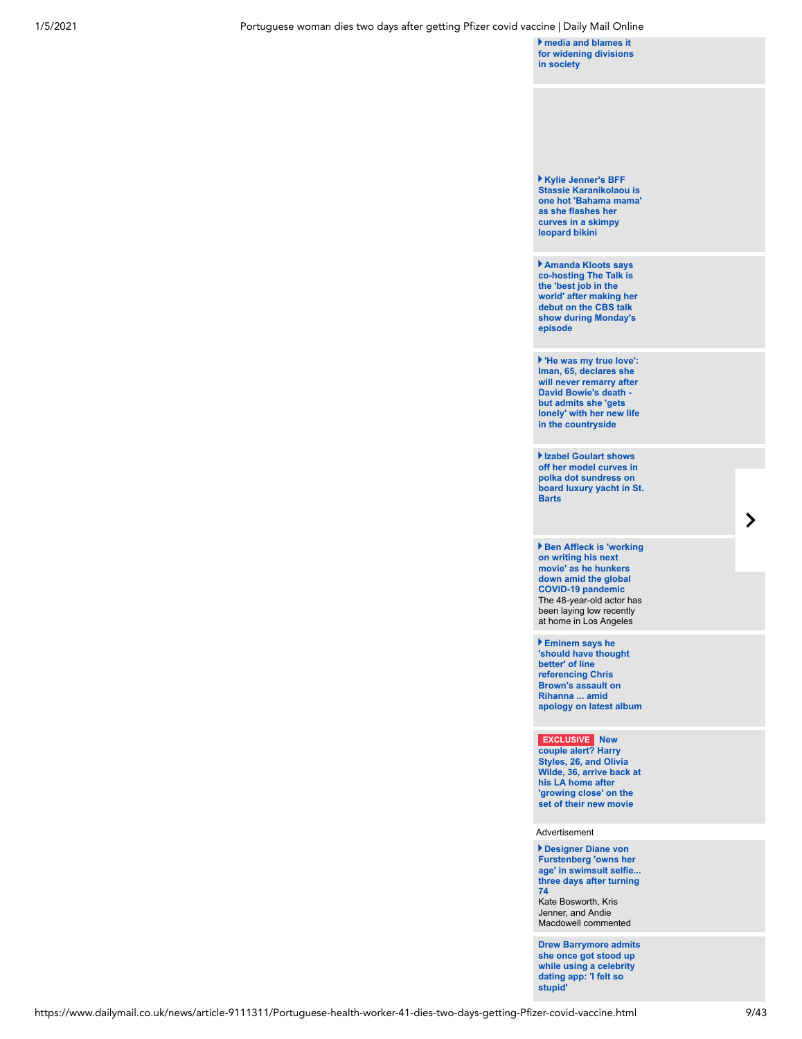media and blames it for widening divisions in society

Kylie Jenner's BFF Stassie Karanikolaou is one hot 'Bahama mama' as she flashes her curves in a skimpy leopard bikini

Amanda Kloots says co-hosting The Talk is the 'best job in the world' after making her debut on the CBS talk show during Monday's episode

'He was my true love': Iman, 65, declares she will never remarry after David Bowie's death - but admits she 'gets lonely' with her new life in the countryside

Izabel Goulart shows off her model curves in polka dot sundress on board luxury yacht in St. Barts

Ben Affleck is 'working on writing his next movie' as he hunkers down amid the global COVID-19 pandemic
The 48-year-old actor has been laying low recently at home in Los Angeles

Eminem says he 'should have thought better' of line referencing Chris Brown's assault on Rihanna ... amid apology on latest album

EXCLUSIVE New couple alert? Harry Styles, 26, and Olivia Wilde, 36, arrive back at his LA home after 'growing close' on the set of their new movie

Advertisement

Designer Diane von Furstenberg 'owns her age' in swimsuit selfie... three days after turning 74
Kate Bosworth, Kris Jenner, and Andie Macdowell commented

Drew Barrymore admits she once got stood up while using a celebrity dating app: 'I felt so stupid'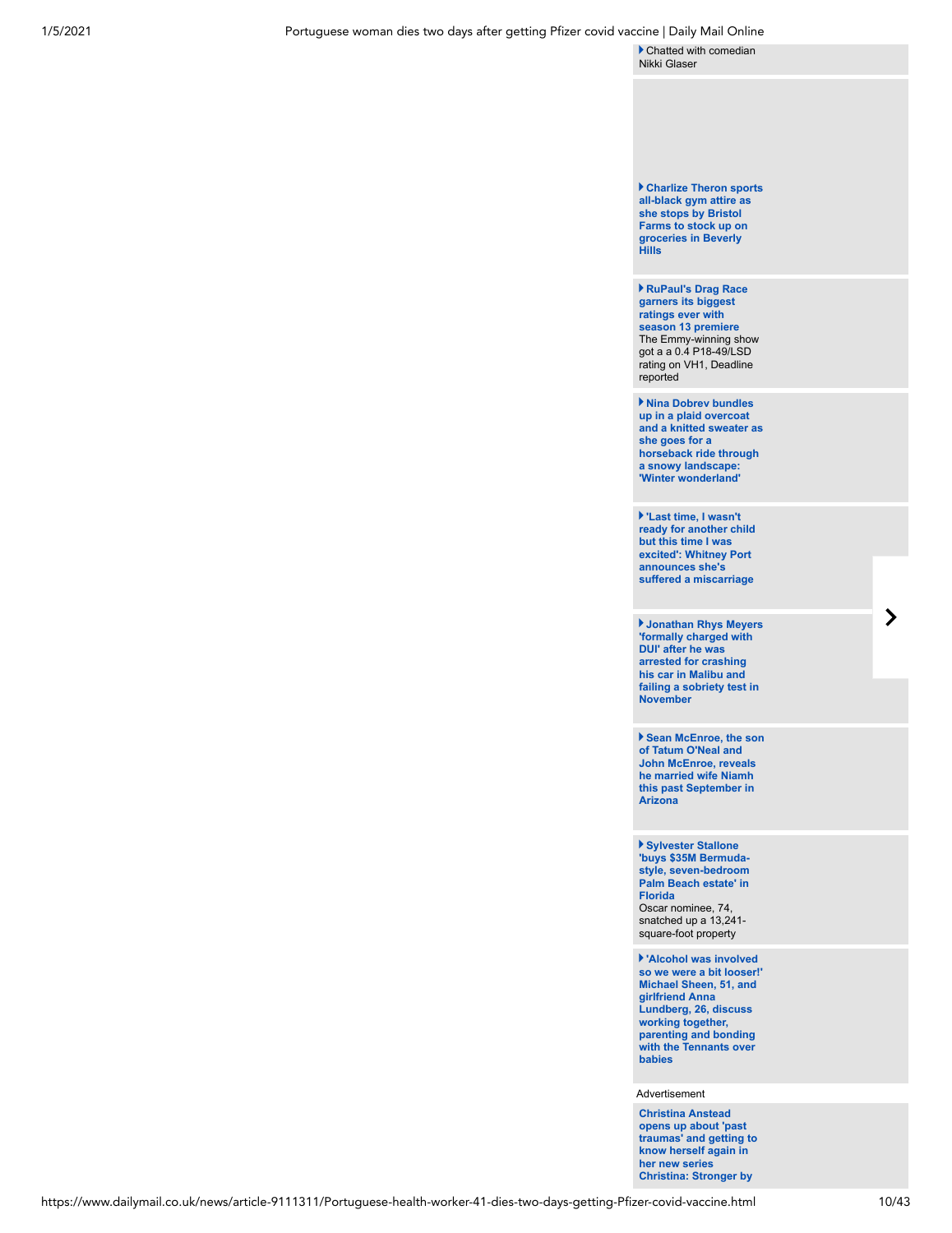▶ Chatted with comedian Nikki Glaser

**▶ Charlize Theron sports all-black gym attire as she stops by Bristol Farms to stock up on groceries in Beverly Hills**

**▶ RuPaul's Drag Race garners its biggest ratings ever with season 13 premiere**
The Emmy-winning show got a a 0.4 P18-49/LSD rating on VH1, Deadline reported

**▶ Nina Dobrev bundles up in a plaid overcoat and a knitted sweater as she goes for a horseback ride through a snowy landscape: 'Winter wonderland'**

**▶ 'Last time, I wasn't ready for another child but this time I was excited': Whitney Port announces she's suffered a miscarriage**

**▶ Jonathan Rhys Meyers 'formally charged with DUI' after he was arrested for crashing his car in Malibu and failing a sobriety test in November**

**▶ Sean McEnroe, the son of Tatum O'Neal and John McEnroe, reveals he married wife Niamh this past September in Arizona**

**▶ Sylvester Stallone 'buys $35M Bermuda-style, seven-bedroom Palm Beach estate' in Florida**
Oscar nominee, 74, snatched up a 13,241-square-foot property

**▶ 'Alcohol was involved so we were a bit looser!' Michael Sheen, 51, and girlfriend Anna Lundberg, 26, discuss working together, parenting and bonding with the Tennants over babies**

Advertisement

**Christina Anstead opens up about 'past traumas' and getting to know herself again in her new series Christina: Stronger by**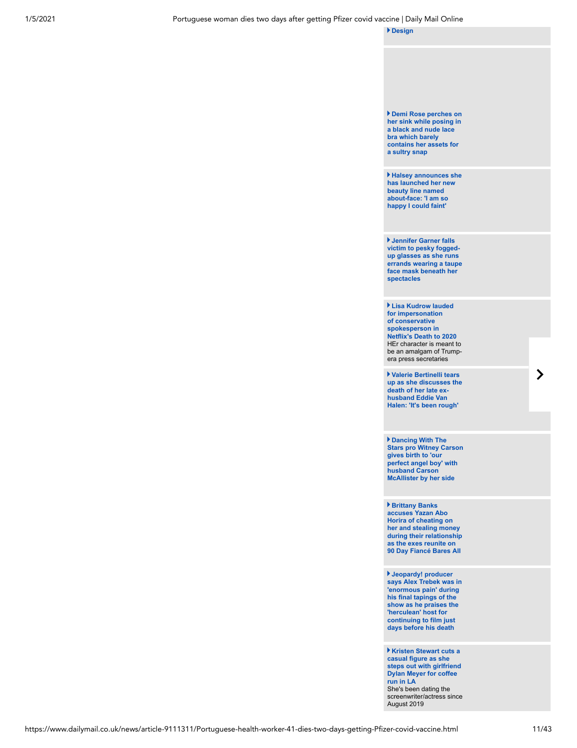▸ Design

▸ **Demi Rose perches on her sink while posing in a black and nude lace bra which barely contains her assets for a sultry snap**

▸ **Halsey announces she has launched her new beauty line named about-face: 'I am so happy I could faint'**

▸ **Jennifer Garner falls victim to pesky fogged-up glasses as she runs errands wearing a taupe face mask beneath her spectacles**

▸ **Lisa Kudrow lauded for impersonation of conservative spokesperson in Netflix's Death to 2020**
HEr character is meant to be an amalgam of Trump-era press secretaries

▸ **Valerie Bertinelli tears up as she discusses the death of her late ex-husband Eddie Van Halen: 'It's been rough'**

▸ **Dancing With The Stars pro Witney Carson gives birth to 'our perfect angel boy' with husband Carson McAllister by her side**

▸ **Brittany Banks accuses Yazan Abo Horira of cheating on her and stealing money during their relationship as the exes reunite on 90 Day Fiancé Bares All**

▸ **Jeopardy! producer says Alex Trebek was in 'enormous pain' during his final tapings of the show as he praises the 'herculean' host for continuing to film just days before his death**

▸ **Kristen Stewart cuts a casual figure as she steps out with girlfriend Dylan Meyer for coffee run in LA**
She's been dating the screenwriter/actress since August 2019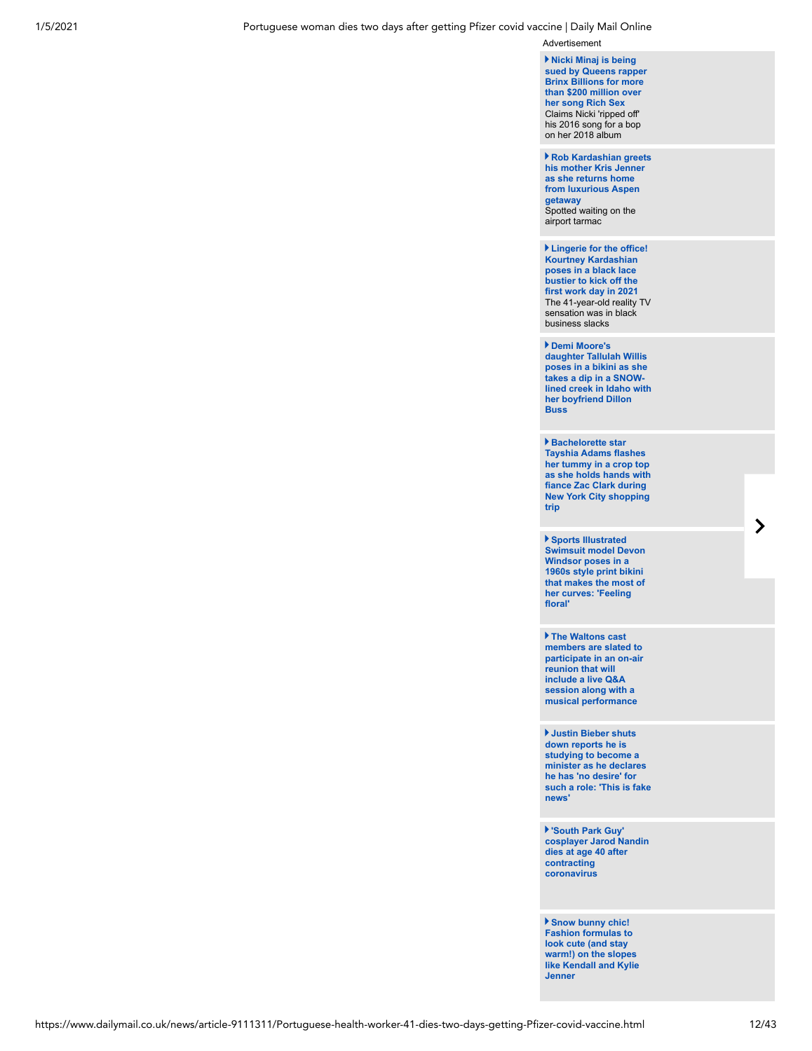Advertisement

**Nicki Minaj is being sued by Queens rapper Brinx Billions for more than $200 million over her song Rich Sex**
Claims Nicki 'ripped off' his 2016 song for a bop on her 2018 album

**Rob Kardashian greets his mother Kris Jenner as she returns home from luxurious Aspen getaway**
Spotted waiting on the airport tarmac

**Lingerie for the office! Kourtney Kardashian poses in a black lace bustier to kick off the first work day in 2021**
The 41-year-old reality TV sensation was in black business slacks

**Demi Moore's daughter Tallulah Willis poses in a bikini as she takes a dip in a SNOW-lined creek in Idaho with her boyfriend Dillon Buss**

**Bachelorette star Tayshia Adams flashes her tummy in a crop top as she holds hands with fiance Zac Clark during New York City shopping trip**

**Sports Illustrated Swimsuit model Devon Windsor poses in a 1960s style print bikini that makes the most of her curves: 'Feeling floral'**

**The Waltons cast members are slated to participate in an on-air reunion that will include a live Q&A session along with a musical performance**

**Justin Bieber shuts down reports he is studying to become a minister as he declares he has 'no desire' for such a role: 'This is fake news'**

**'South Park Guy' cosplayer Jarod Nandin dies at age 40 after contracting coronavirus**

**Snow bunny chic! Fashion formulas to look cute (and stay warm!) on the slopes like Kendall and Kylie Jenner**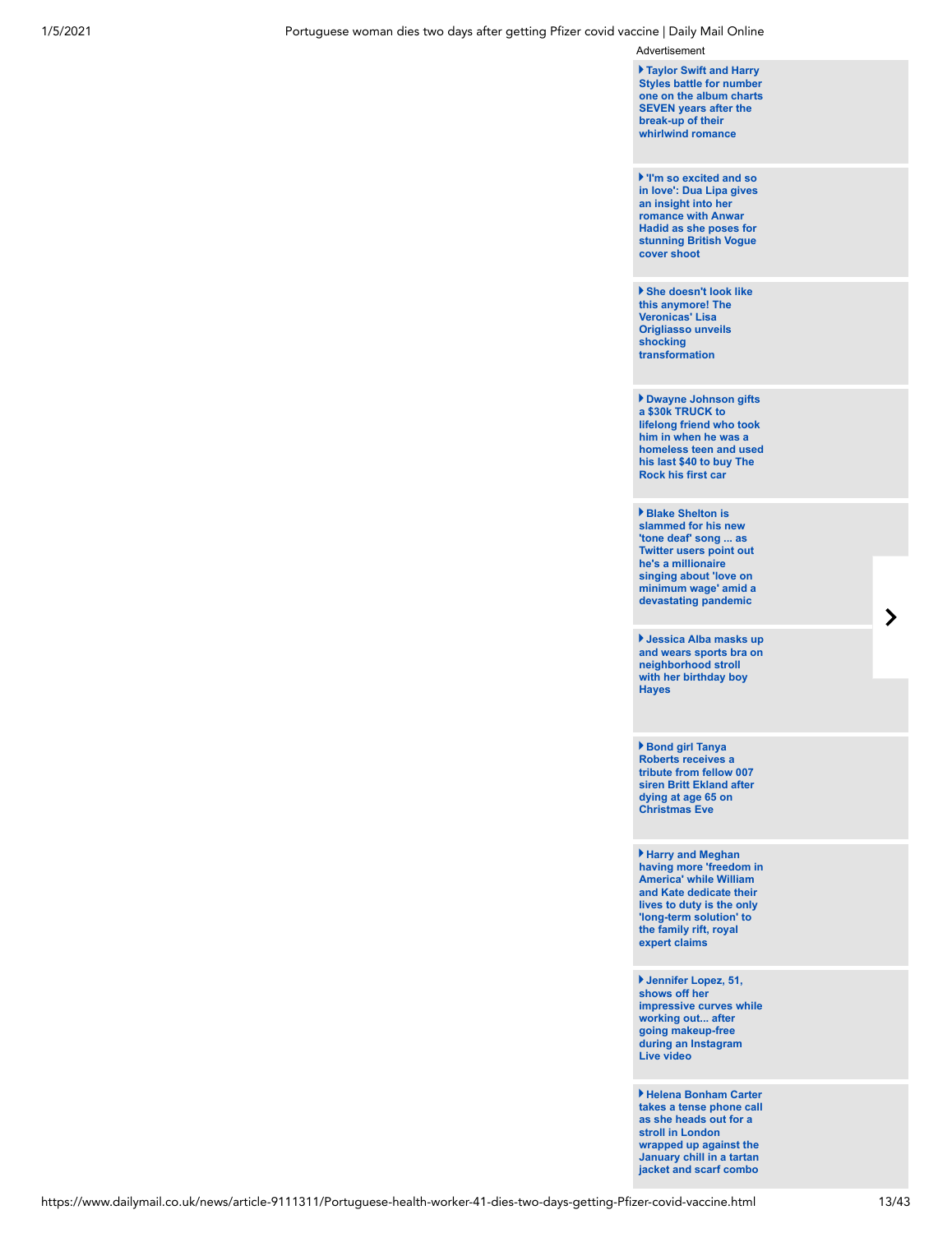Advertisement

- Taylor Swift and Harry Styles battle for number one on the album charts SEVEN years after the break-up of their whirlwind romance
- 'I'm so excited and so in love': Dua Lipa gives an insight into her romance with Anwar Hadid as she poses for stunning British Vogue cover shoot
- She doesn't look like this anymore! The Veronicas' Lisa Origliasso unveils shocking transformation
- Dwayne Johnson gifts a $30k TRUCK to lifelong friend who took him in when he was a homeless teen and used his last $40 to buy The Rock his first car
- Blake Shelton is slammed for his new 'tone deaf' song ... as Twitter users point out he's a millionaire singing about 'love on minimum wage' amid a devastating pandemic
- Jessica Alba masks up and wears sports bra on neighborhood stroll with her birthday boy Hayes
- Bond girl Tanya Roberts receives a tribute from fellow 007 siren Britt Ekland after dying at age 65 on Christmas Eve
- Harry and Meghan having more 'freedom in America' while William and Kate dedicate their lives to duty is the only 'long-term solution' to the family rift, royal expert claims
- Jennifer Lopez, 51, shows off her impressive curves while working out... after going makeup-free during an Instagram Live video
- Helena Bonham Carter takes a tense phone call as she heads out for a stroll in London wrapped up against the January chill in a tartan jacket and scarf combo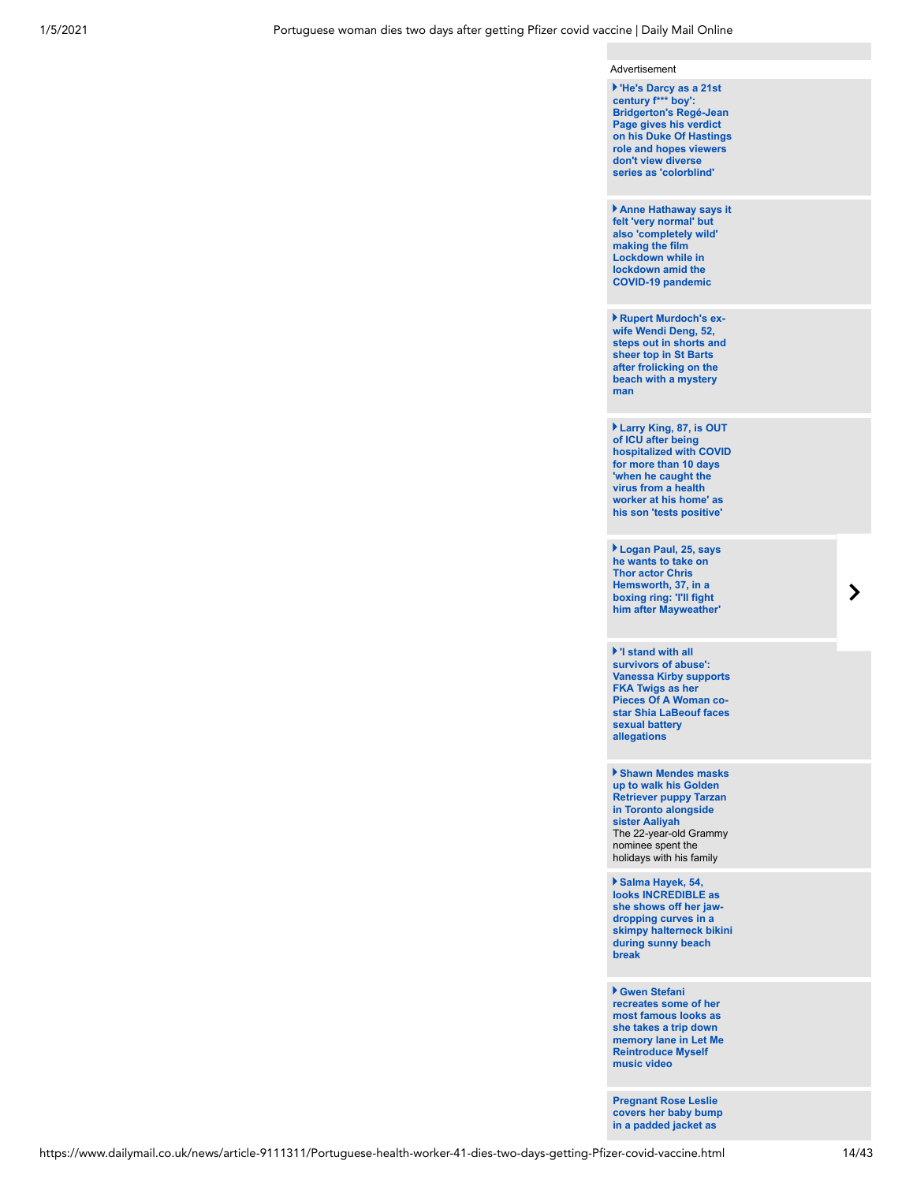Advertisement

**'He's Darcy as a 21st century f*** boy': Bridgerton's Regé-Jean Page gives his verdict on his Duke Of Hastings role and hopes viewers don't view diverse series as 'colorblind'**

**Anne Hathaway says it felt 'very normal' but also 'completely wild' making the film Lockdown while in lockdown amid the COVID-19 pandemic**

**Rupert Murdoch's ex-wife Wendi Deng, 52, steps out in shorts and sheer top in St Barts after frolicking on the beach with a mystery man**

**Larry King, 87, is OUT of ICU after being hospitalized with COVID for more than 10 days 'when he caught the virus from a health worker at his home' as his son 'tests positive'**

**Logan Paul, 25, says he wants to take on Thor actor Chris Hemsworth, 37, in a boxing ring: 'I'll fight him after Mayweather'**

**'I stand with all survivors of abuse': Vanessa Kirby supports FKA Twigs as her Pieces Of A Woman co-star Shia LaBeouf faces sexual battery allegations**

**Shawn Mendes masks up to walk his Golden Retriever puppy Tarzan in Toronto alongside sister Aaliyah**
The 22-year-old Grammy nominee spent the holidays with his family

**Salma Hayek, 54, looks INCREDIBLE as she shows off her jaw-dropping curves in a skimpy halterneck bikini during sunny beach break**

**Gwen Stefani recreates some of her most famous looks as she takes a trip down memory lane in Let Me Reintroduce Myself music video**

**Pregnant Rose Leslie covers her baby bump in a padded jacket as**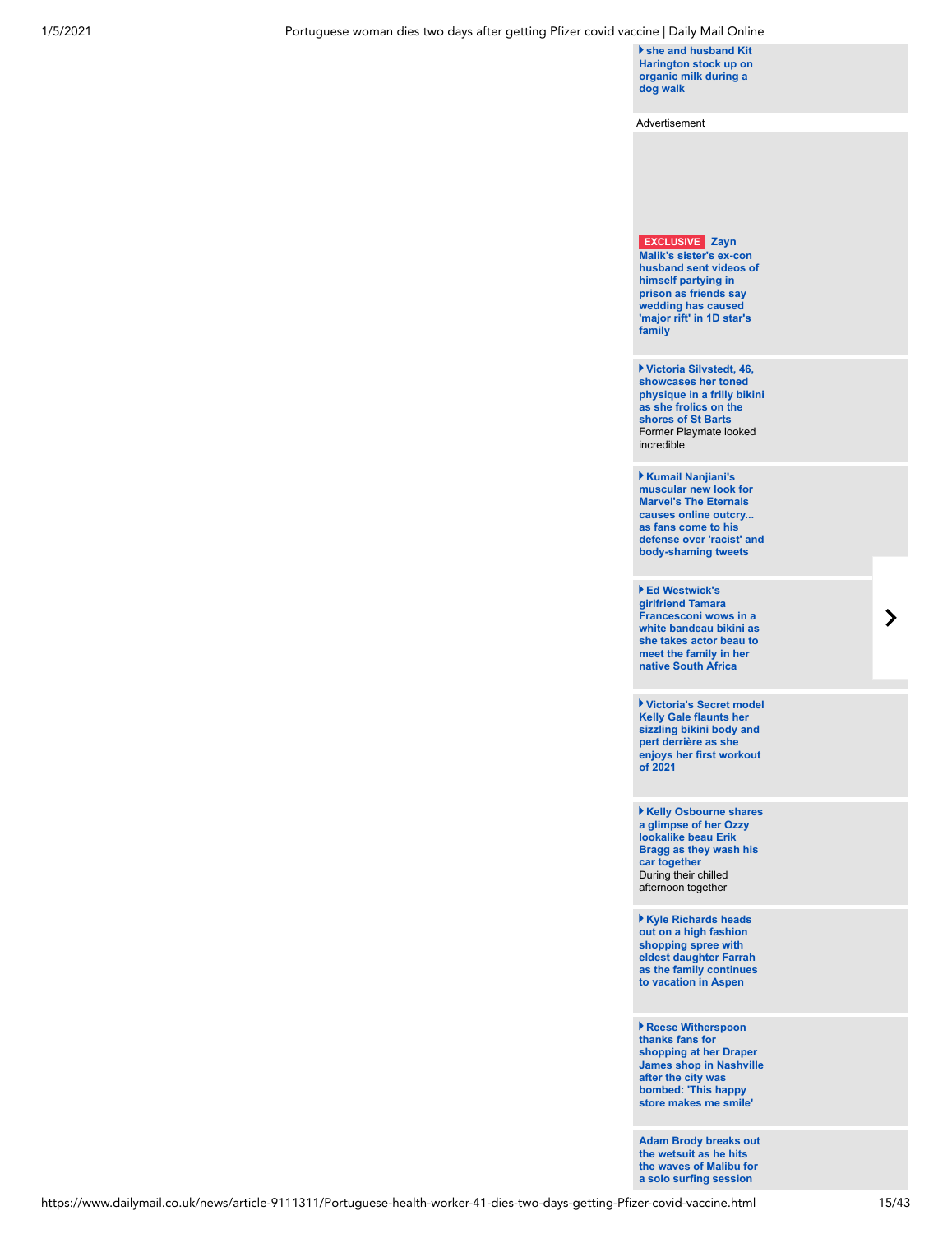▸ she and husband Kit Harington stock up on organic milk during a dog walk

Advertisement

EXCLUSIVE Zayn Malik's sister's ex-con husband sent videos of himself partying in prison as friends say wedding has caused 'major rift' in 1D star's family

▸ Victoria Silvstedt, 46, showcases her toned physique in a frilly bikini as she frolics on the shores of St Barts
Former Playmate looked incredible

▸ Kumail Nanjiani's muscular new look for Marvel's The Eternals causes online outcry... as fans come to his defense over 'racist' and body-shaming tweets

▸ Ed Westwick's girlfriend Tamara Francesconi wows in a white bandeau bikini as she takes actor beau to meet the family in her native South Africa

▸ Victoria's Secret model Kelly Gale flaunts her sizzling bikini body and pert derrière as she enjoys her first workout of 2021

▸ Kelly Osbourne shares a glimpse of her Ozzy lookalike beau Erik Bragg as they wash his car together
During their chilled afternoon together

▸ Kyle Richards heads out on a high fashion shopping spree with eldest daughter Farrah as the family continues to vacation in Aspen

▸ Reese Witherspoon thanks fans for shopping at her Draper James shop in Nashville after the city was bombed: 'This happy store makes me smile'

Adam Brody breaks out the wetsuit as he hits the waves of Malibu for a solo surfing session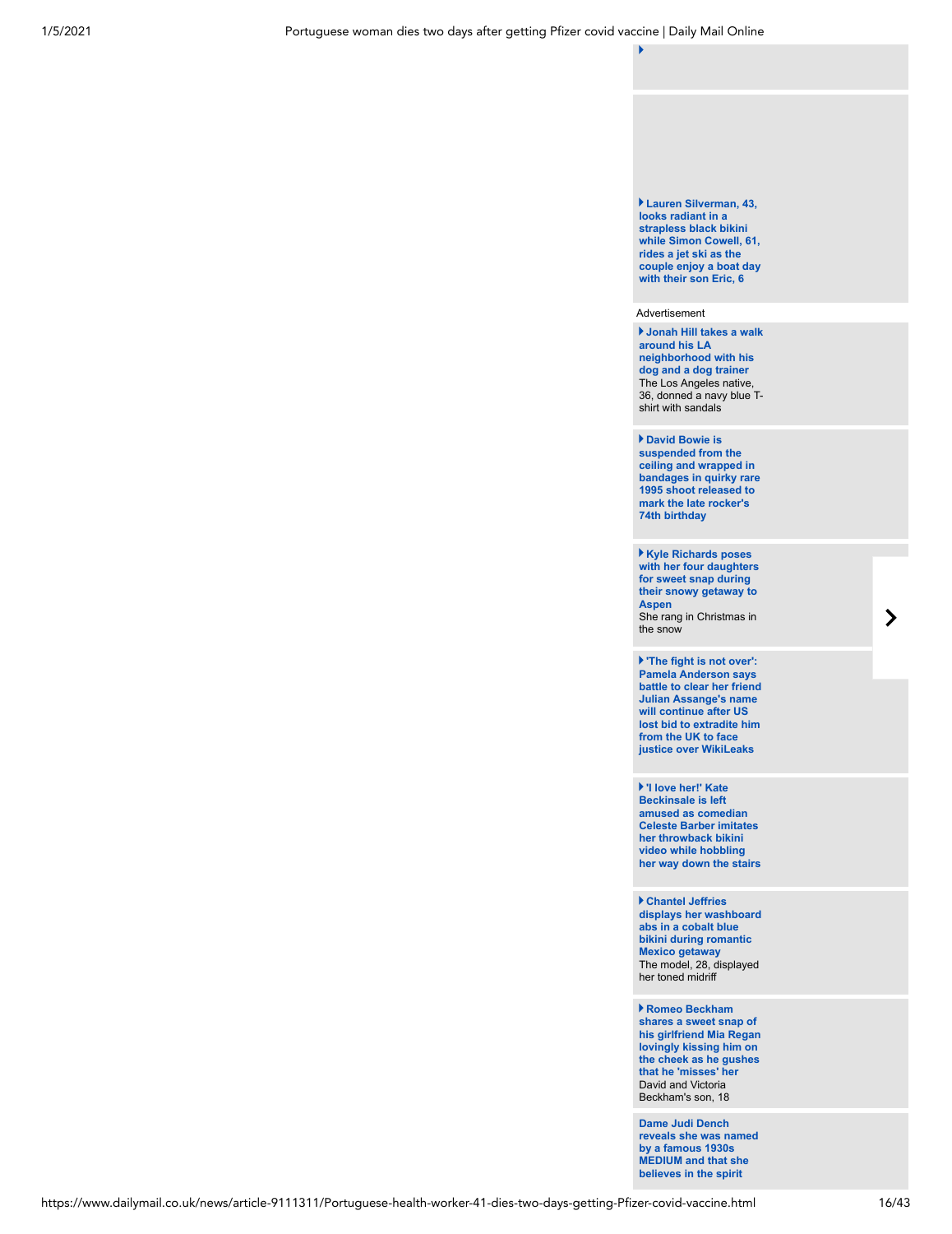**Lauren Silverman, 43, looks radiant in a strapless black bikini while Simon Cowell, 61, rides a jet ski as the couple enjoy a boat day with their son Eric, 6**

Advertisement

**Jonah Hill takes a walk around his LA neighborhood with his dog and a dog trainer**
The Los Angeles native, 36, donned a navy blue T-shirt with sandals

**David Bowie is suspended from the ceiling and wrapped in bandages in quirky rare 1995 shoot released to mark the late rocker's 74th birthday**

**Kyle Richards poses with her four daughters for sweet snap during their snowy getaway to Aspen**
She rang in Christmas in the snow

**'The fight is not over': Pamela Anderson says battle to clear her friend Julian Assange's name will continue after US lost bid to extradite him from the UK to face justice over WikiLeaks**

**'I love her!' Kate Beckinsale is left amused as comedian Celeste Barber imitates her throwback bikini video while hobbling her way down the stairs**

**Chantel Jeffries displays her washboard abs in a cobalt blue bikini during romantic Mexico getaway**
The model, 28, displayed her toned midriff

**Romeo Beckham shares a sweet snap of his girlfriend Mia Regan lovingly kissing him on the cheek as he gushes that he 'misses' her**
David and Victoria Beckham's son, 18

**Dame Judi Dench reveals she was named by a famous 1930s MEDIUM and that she believes in the spirit**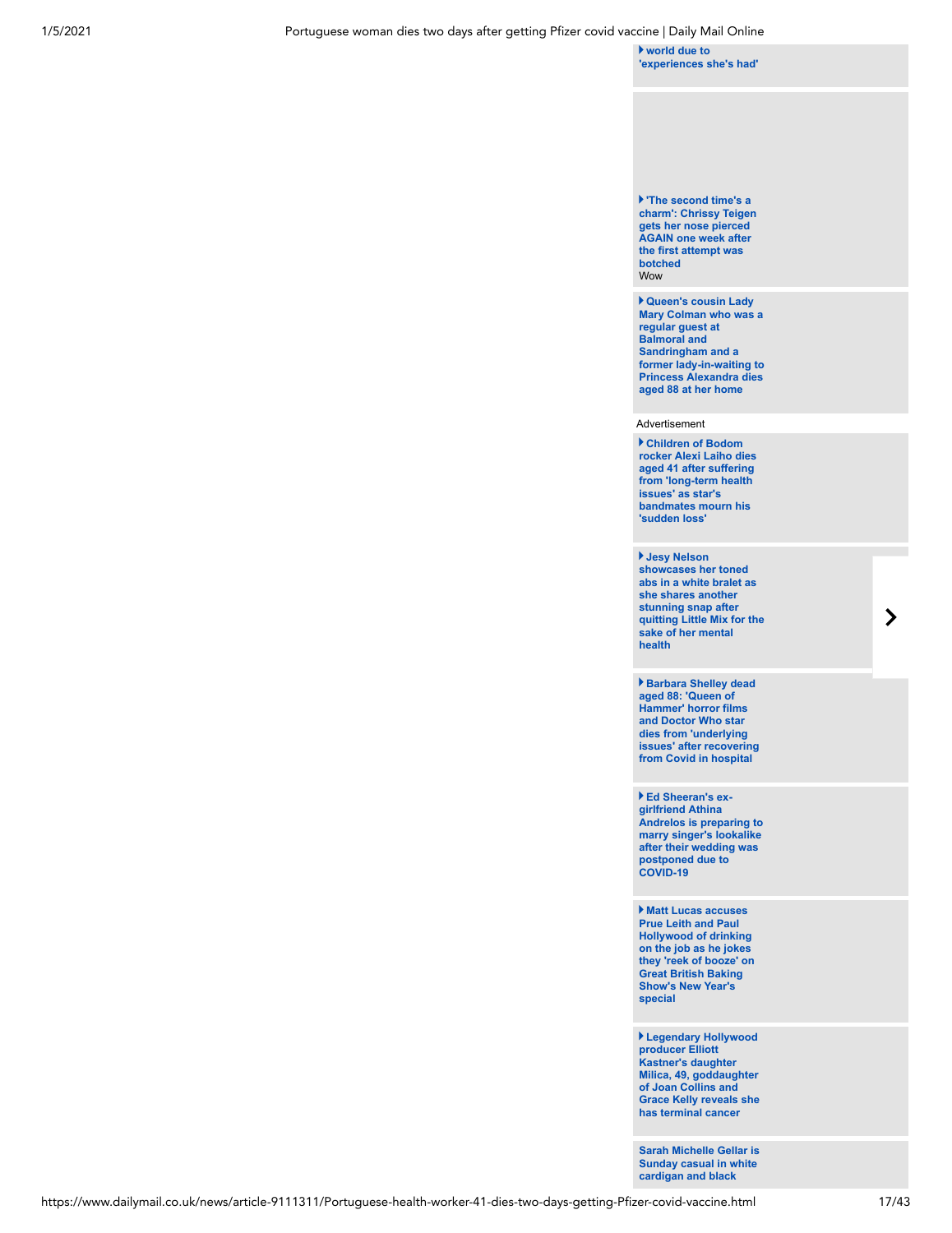world due to 'experiences she's had'

'The second time's a charm': Chrissy Teigen gets her nose pierced AGAIN one week after the first attempt was botched
Wow

Queen's cousin Lady Mary Colman who was a regular guest at Balmoral and Sandringham and a former lady-in-waiting to Princess Alexandra dies aged 88 at her home

Advertisement

Children of Bodom rocker Alexi Laiho dies aged 41 after suffering from 'long-term health issues' as star's bandmates mourn his 'sudden loss'

Jesy Nelson showcases her toned abs in a white bralet as she shares another stunning snap after quitting Little Mix for the sake of her mental health

Barbara Shelley dead aged 88: 'Queen of Hammer' horror films and Doctor Who star dies from 'underlying issues' after recovering from Covid in hospital

Ed Sheeran's ex-girlfriend Athina Andrelos is preparing to marry singer's lookalike after their wedding was postponed due to COVID-19

Matt Lucas accuses Prue Leith and Paul Hollywood of drinking on the job as he jokes they 'reek of booze' on Great British Baking Show's New Year's special

Legendary Hollywood producer Elliott Kastner's daughter Milica, 49, goddaughter of Joan Collins and Grace Kelly reveals she has terminal cancer

Sarah Michelle Gellar is Sunday casual in white cardigan and black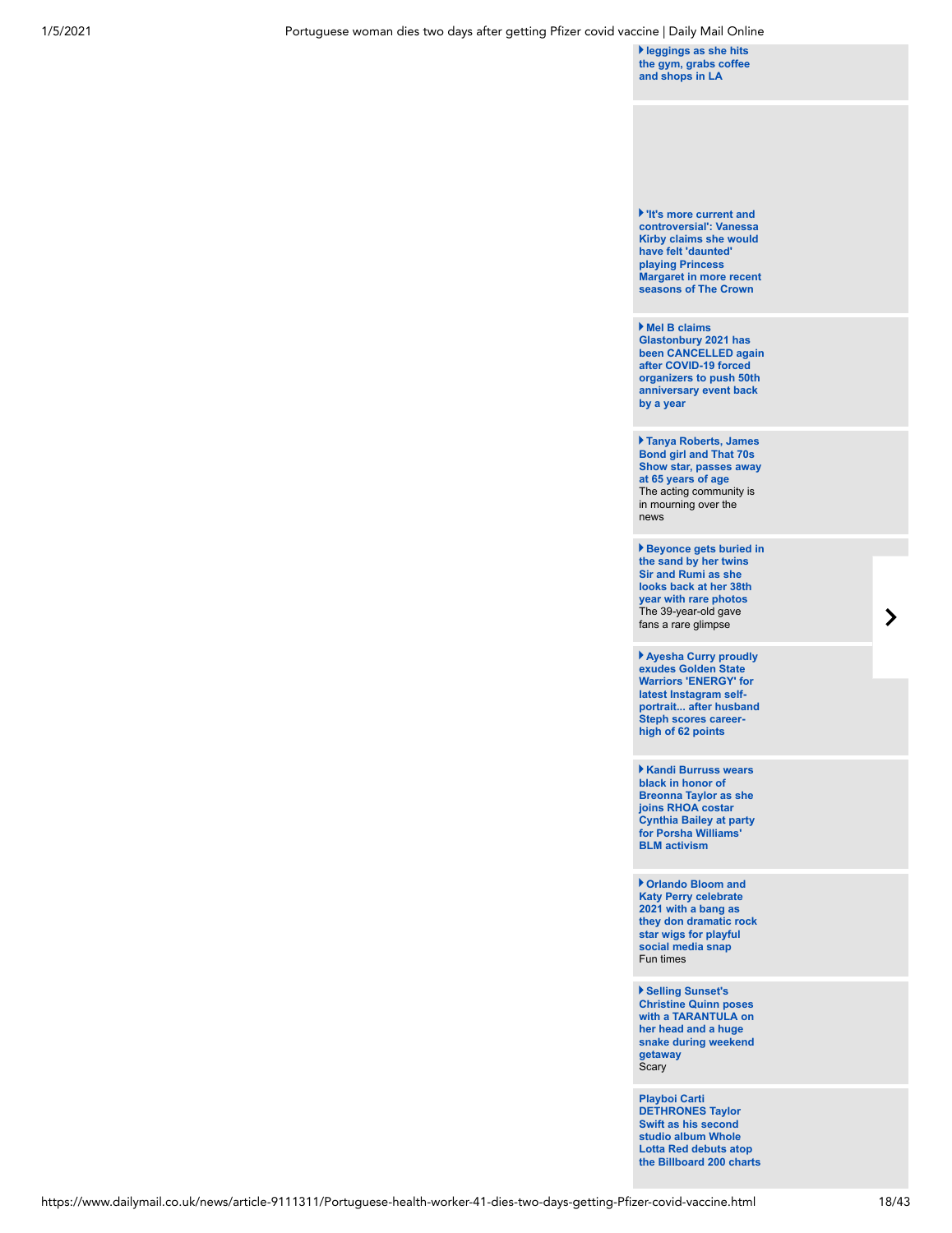leggings as she hits the gym, grabs coffee and shops in LA

**'It's more current and controversial': Vanessa Kirby claims she would have felt 'daunted' playing Princess Margaret in more recent seasons of The Crown**

**Mel B claims Glastonbury 2021 has been CANCELLED again after COVID-19 forced organizers to push 50th anniversary event back by a year**

**Tanya Roberts, James Bond girl and That 70s Show star, passes away at 65 years of age**
The acting community is in mourning over the news

**Beyonce gets buried in the sand by her twins Sir and Rumi as she looks back at her 38th year with rare photos**
The 39-year-old gave fans a rare glimpse

**Ayesha Curry proudly exudes Golden State Warriors 'ENERGY' for latest Instagram self-portrait... after husband Steph scores career-high of 62 points**

**Kandi Burruss wears black in honor of Breonna Taylor as she joins RHOA costar Cynthia Bailey at party for Porsha Williams' BLM activism**

**Orlando Bloom and Katy Perry celebrate 2021 with a bang as they don dramatic rock star wigs for playful social media snap**
Fun times

**Selling Sunset's Christine Quinn poses with a TARANTULA on her head and a huge snake during weekend getaway**
Scary

**Playboi Carti DETHRONES Taylor Swift as his second studio album Whole Lotta Red debuts atop the Billboard 200 charts**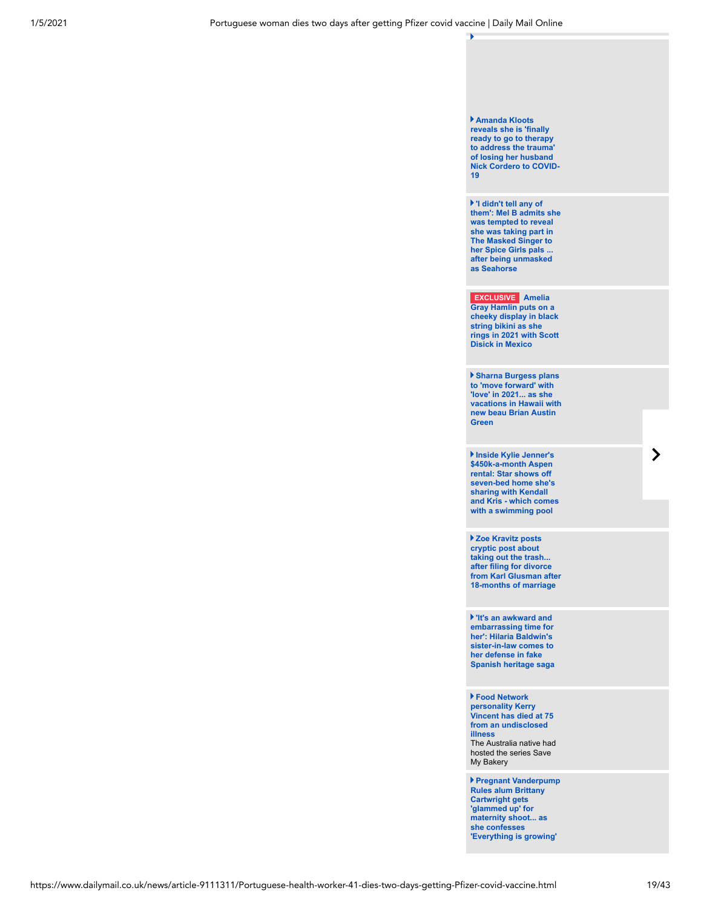**Amanda Kloots reveals she is 'finally ready to go to therapy to address the trauma' of losing her husband Nick Cordero to COVID-19**

**'I didn't tell any of them': Mel B admits she was tempted to reveal she was taking part in The Masked Singer to her Spice Girls pals ... after being unmasked as Seahorse**

**EXCLUSIVE Amelia Gray Hamlin puts on a cheeky display in black string bikini as she rings in 2021 with Scott Disick in Mexico**

**Sharna Burgess plans to 'move forward' with 'love' in 2021... as she vacations in Hawaii with new beau Brian Austin Green**

**Inside Kylie Jenner's $450k-a-month Aspen rental: Star shows off seven-bed home she's sharing with Kendall and Kris - which comes with a swimming pool**

**Zoe Kravitz posts cryptic post about taking out the trash... after filing for divorce from Karl Glusman after 18-months of marriage**

**'It's an awkward and embarrassing time for her': Hilaria Baldwin's sister-in-law comes to her defense in fake Spanish heritage saga**

**Food Network personality Kerry Vincent has died at 75 from an undisclosed illness**
The Australia native had hosted the series Save My Bakery

**Pregnant Vanderpump Rules alum Brittany Cartwright gets 'glammed up' for maternity shoot... as she confesses 'Everything is growing'**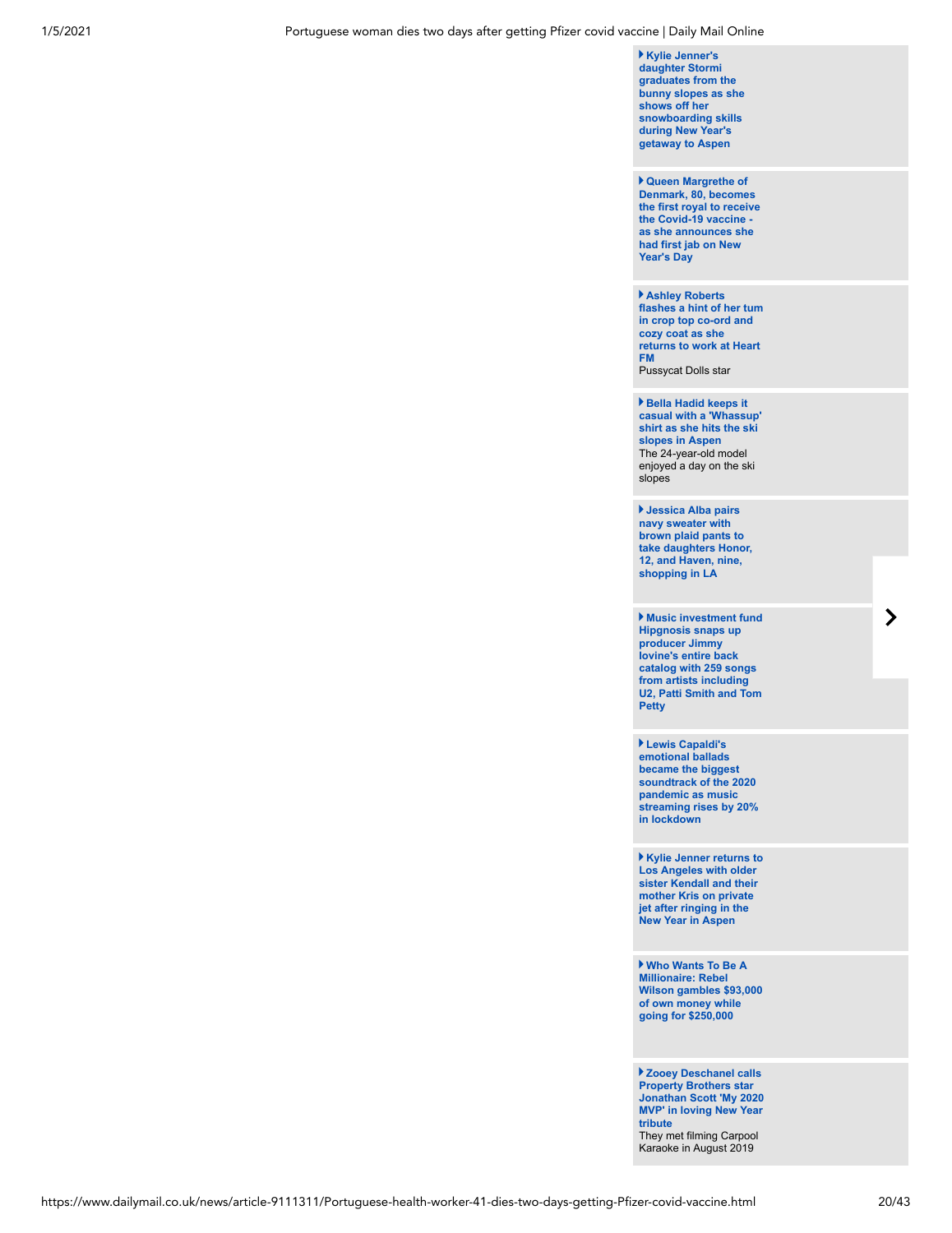▸ **Kylie Jenner's daughter Stormi graduates from the bunny slopes as she shows off her snowboarding skills during New Year's getaway to Aspen**

▸ **Queen Margrethe of Denmark, 80, becomes the first royal to receive the Covid-19 vaccine - as she announces she had first jab on New Year's Day**

▸ **Ashley Roberts flashes a hint of her tum in crop top co-ord and cozy coat as she returns to work at Heart FM**
Pussycat Dolls star

▸ **Bella Hadid keeps it casual with a 'Whassup' shirt as she hits the ski slopes in Aspen**
The 24-year-old model enjoyed a day on the ski slopes

▸ **Jessica Alba pairs navy sweater with brown plaid pants to take daughters Honor, 12, and Haven, nine, shopping in LA**

▸ **Music investment fund Hipgnosis snaps up producer Jimmy Iovine's entire back catalog with 259 songs from artists including U2, Patti Smith and Tom Petty**

▸ **Lewis Capaldi's emotional ballads became the biggest soundtrack of the 2020 pandemic as music streaming rises by 20% in lockdown**

▸ **Kylie Jenner returns to Los Angeles with older sister Kendall and their mother Kris on private jet after ringing in the New Year in Aspen**

▸ **Who Wants To Be A Millionaire: Rebel Wilson gambles $93,000 of own money while going for $250,000**

▸ **Zooey Deschanel calls Property Brothers star Jonathan Scott 'My 2020 MVP' in loving New Year tribute**
They met filming Carpool Karaoke in August 2019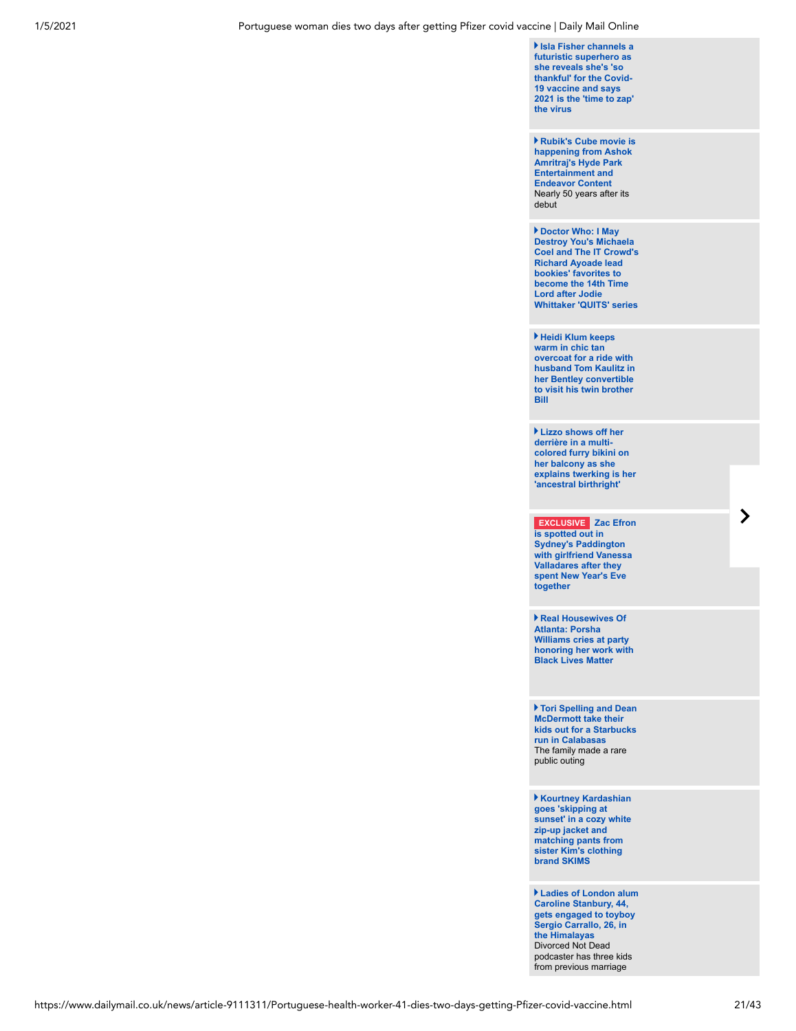- **Isla Fisher channels a futuristic superhero as she reveals she's 'so thankful' for the Covid-19 vaccine and says 2021 is the 'time to zap' the virus**

- **Rubik's Cube movie is happening from Ashok Amritraj's Hyde Park Entertainment and Endeavor Content**
  Nearly 50 years after its debut

- **Doctor Who: I May Destroy You's Michaela Coel and The IT Crowd's Richard Ayoade lead bookies' favorites to become the 14th Time Lord after Jodie Whittaker 'QUITS' series**

- **Heidi Klum keeps warm in chic tan overcoat for a ride with husband Tom Kaulitz in her Bentley convertible to visit his twin brother Bill**

- **Lizzo shows off her derrière in a multi-colored furry bikini on her balcony as she explains twerking is her 'ancestral birthright'**

- **EXCLUSIVE Zac Efron is spotted out in Sydney's Paddington with girlfriend Vanessa Valladares after they spent New Year's Eve together**

- **Real Housewives Of Atlanta: Porsha Williams cries at party honoring her work with Black Lives Matter**

- **Tori Spelling and Dean McDermott take their kids out for a Starbucks run in Calabasas**
  The family made a rare public outing

- **Kourtney Kardashian goes 'skipping at sunset' in a cozy white zip-up jacket and matching pants from sister Kim's clothing brand SKIMS**

- **Ladies of London alum Caroline Stanbury, 44, gets engaged to toyboy Sergio Carrallo, 26, in the Himalayas**
  Divorced Not Dead podcaster has three kids from previous marriage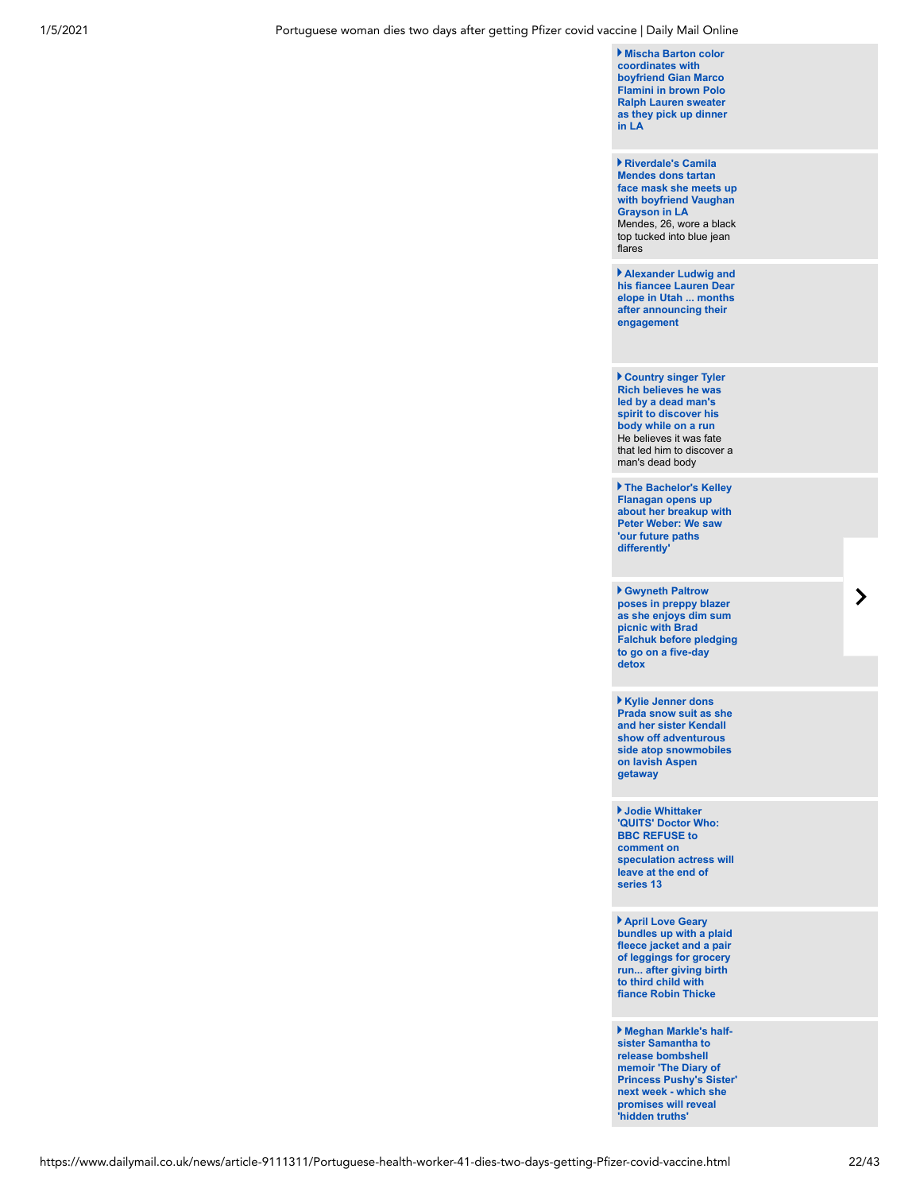**Mischa Barton color coordinates with boyfriend Gian Marco Flamini in brown Polo Ralph Lauren sweater as they pick up dinner in LA**

**Riverdale's Camila Mendes dons tartan face mask she meets up with boyfriend Vaughan Grayson in LA**
Mendes, 26, wore a black top tucked into blue jean flares

**Alexander Ludwig and his fiancee Lauren Dear elope in Utah ... months after announcing their engagement**

**Country singer Tyler Rich believes he was led by a dead man's spirit to discover his body while on a run**
He believes it was fate that led him to discover a man's dead body

**The Bachelor's Kelley Flanagan opens up about her breakup with Peter Weber: We saw 'our future paths differently'**

**Gwyneth Paltrow poses in preppy blazer as she enjoys dim sum picnic with Brad Falchuk before pledging to go on a five-day detox**

**Kylie Jenner dons Prada snow suit as she and her sister Kendall show off adventurous side atop snowmobiles on lavish Aspen getaway**

**Jodie Whittaker 'QUITS' Doctor Who: BBC REFUSE to comment on speculation actress will leave at the end of series 13**

**April Love Geary bundles up with a plaid fleece jacket and a pair of leggings for grocery run... after giving birth to third child with fiance Robin Thicke**

**Meghan Markle's half-sister Samantha to release bombshell memoir 'The Diary of Princess Pushy's Sister' next week - which she promises will reveal 'hidden truths'**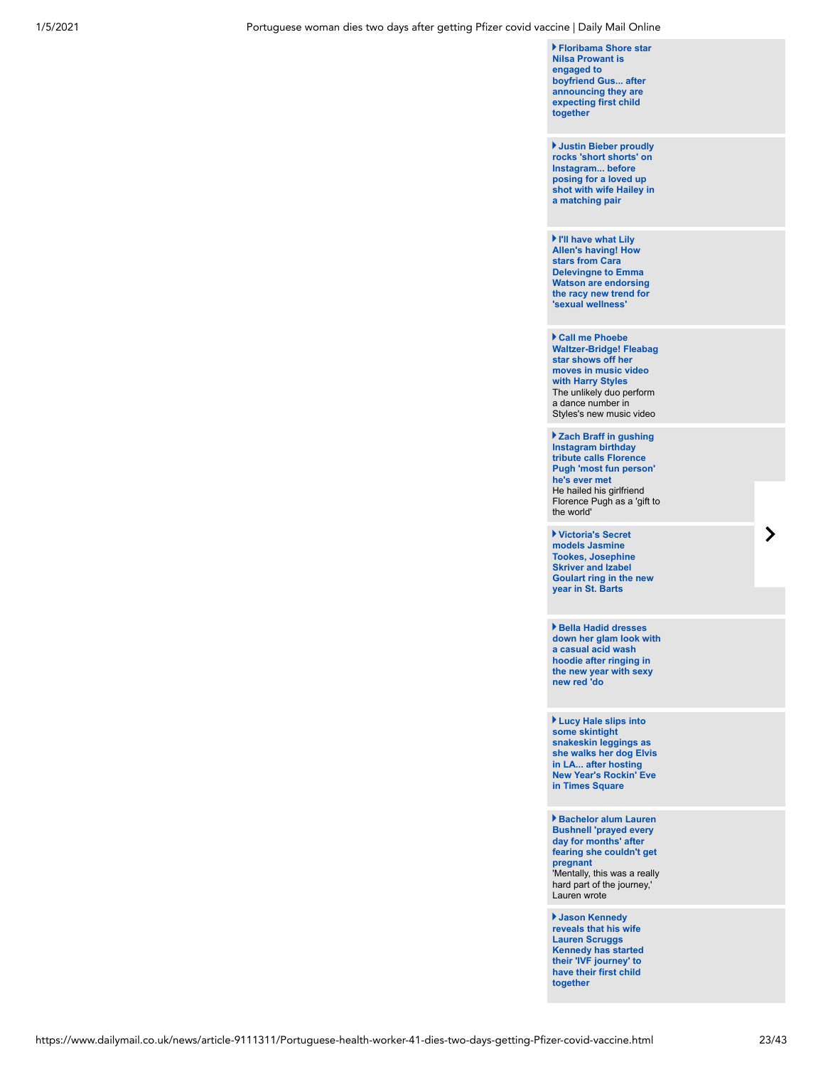**Floribama Shore star Nilsa Prowant is engaged to boyfriend Gus... after announcing they are expecting first child together**

**Justin Bieber proudly rocks 'short shorts' on Instagram... before posing for a loved up shot with wife Hailey in a matching pair**

**I'll have what Lily Allen's having! How stars from Cara Delevingne to Emma Watson are endorsing the racy new trend for 'sexual wellness'**

**Call me Phoebe Waltzer-Bridge! Fleabag star shows off her moves in music video with Harry Styles**
The unlikely duo perform a dance number in Styles's new music video

**Zach Braff in gushing Instagram birthday tribute calls Florence Pugh 'most fun person' he's ever met**
He hailed his girlfriend Florence Pugh as a 'gift to the world'

**Victoria's Secret models Jasmine Tookes, Josephine Skriver and Izabel Goulart ring in the new year in St. Barts**

**Bella Hadid dresses down her glam look with a casual acid wash hoodie after ringing in the new year with sexy new red 'do**

**Lucy Hale slips into some skintight snakeskin leggings as she walks her dog Elvis in LA... after hosting New Year's Rockin' Eve in Times Square**

**Bachelor alum Lauren Bushnell 'prayed every day for months' after fearing she couldn't get pregnant**
'Mentally, this was a really hard part of the journey,' Lauren wrote

**Jason Kennedy reveals that his wife Lauren Scruggs Kennedy has started their 'IVF journey' to have their first child together**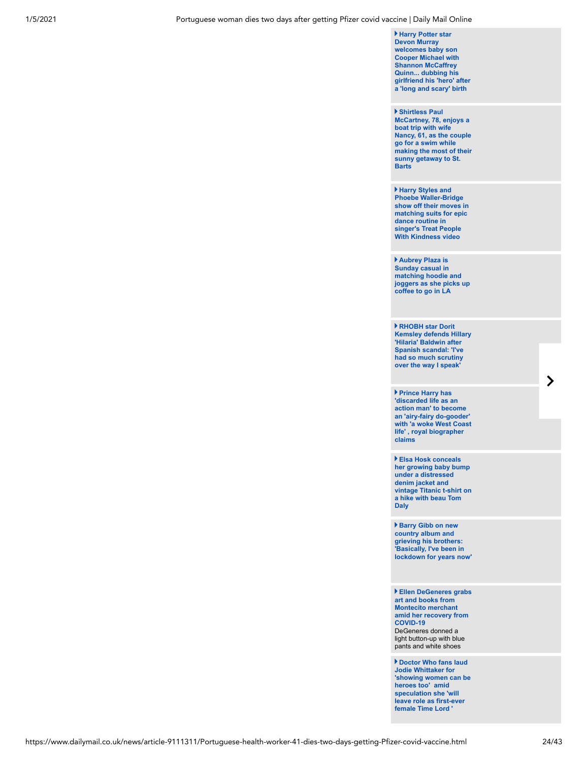**Harry Potter star Devon Murray welcomes baby son Cooper Michael with Shannon McCaffrey Quinn... dubbing his girlfriend his 'hero' after a 'long and scary' birth**

**Shirtless Paul McCartney, 78, enjoys a boat trip with wife Nancy, 61, as the couple go for a swim while making the most of their sunny getaway to St. Barts**

**Harry Styles and Phoebe Waller-Bridge show off their moves in matching suits for epic dance routine in singer's Treat People With Kindness video**

**Aubrey Plaza is Sunday casual in matching hoodie and joggers as she picks up coffee to go in LA**

**RHOBH star Dorit Kemsley defends Hillary 'Hilaria' Baldwin after Spanish scandal: 'I've had so much scrutiny over the way I speak'**

**Prince Harry has 'discarded life as an action man' to become an 'airy-fairy do-gooder' with 'a woke West Coast life' , royal biographer claims**

**Elsa Hosk conceals her growing baby bump under a distressed denim jacket and vintage Titanic t-shirt on a hike with beau Tom Daly**

**Barry Gibb on new country album and grieving his brothers: 'Basically, I've been in lockdown for years now'**

**Ellen DeGeneres grabs art and books from Montecito merchant amid her recovery from COVID-19**
DeGeneres donned a light button-up with blue pants and white shoes

**Doctor Who fans laud Jodie Whittaker for 'showing women can be heroes too' amid speculation she 'will leave role as first-ever female Time Lord '**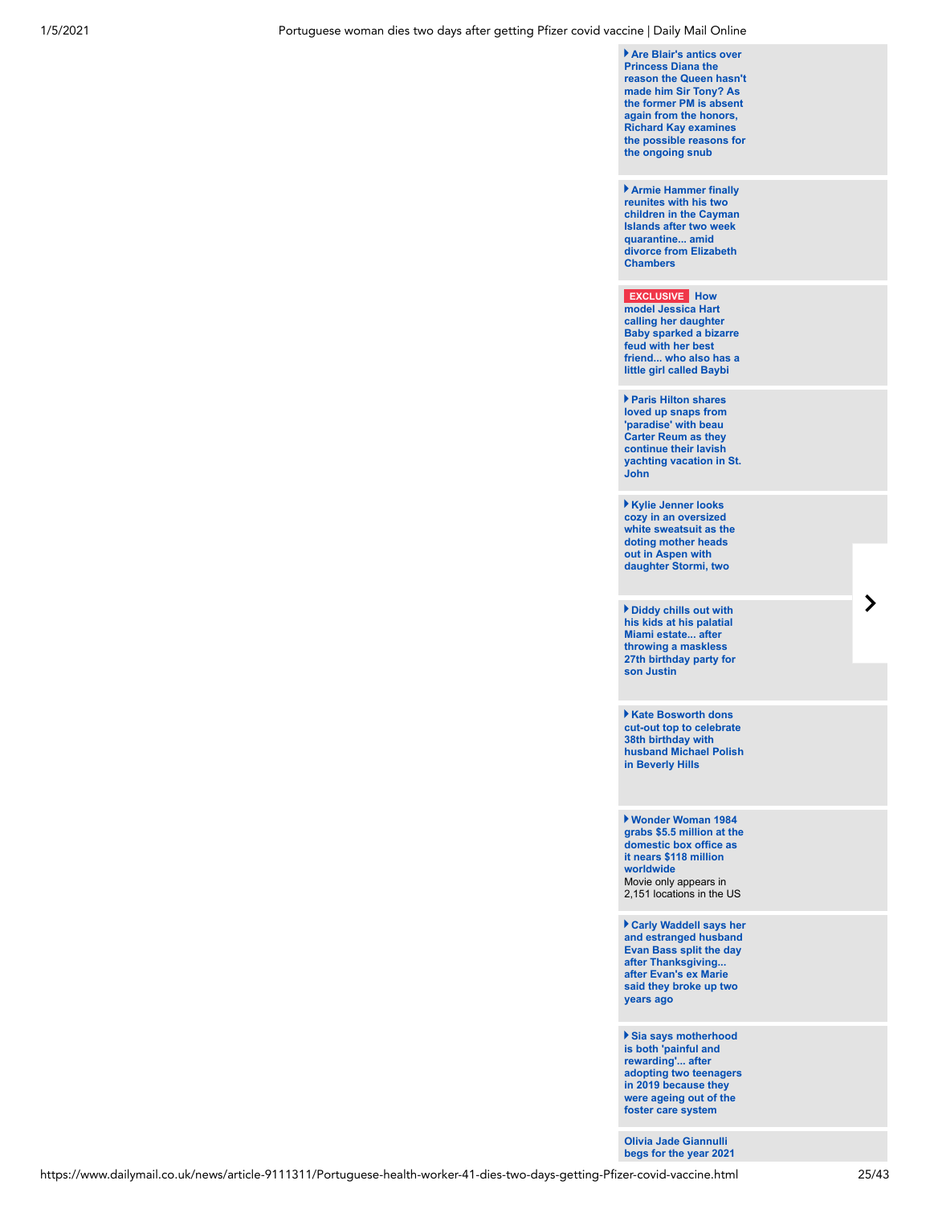- **Are Blair's antics over Princess Diana the reason the Queen hasn't made him Sir Tony? As the former PM is absent again from the honors, Richard Kay examines the possible reasons for the ongoing snub**

- **Armie Hammer finally reunites with his two children in the Cayman Islands after two week quarantine... amid divorce from Elizabeth Chambers**

- **EXCLUSIVE How model Jessica Hart calling her daughter Baby sparked a bizarre feud with her best friend... who also has a little girl called Baybi**

- **Paris Hilton shares loved up snaps from 'paradise' with beau Carter Reum as they continue their lavish yachting vacation in St. John**

- **Kylie Jenner looks cozy in an oversized white sweatsuit as the doting mother heads out in Aspen with daughter Stormi, two**

- **Diddy chills out with his kids at his palatial Miami estate... after throwing a maskless 27th birthday party for son Justin**

- **Kate Bosworth dons cut-out top to celebrate 38th birthday with husband Michael Polish in Beverly Hills**

- **Wonder Woman 1984 grabs $5.5 million at the domestic box office as it nears $118 million worldwide**
  Movie only appears in 2,151 locations in the US

- **Carly Waddell says her and estranged husband Evan Bass split the day after Thanksgiving... after Evan's ex Marie said they broke up two years ago**

- **Sia says motherhood is both 'painful and rewarding'... after adopting two teenagers in 2019 because they were ageing out of the foster care system**

- **Olivia Jade Giannulli begs for the year 2021**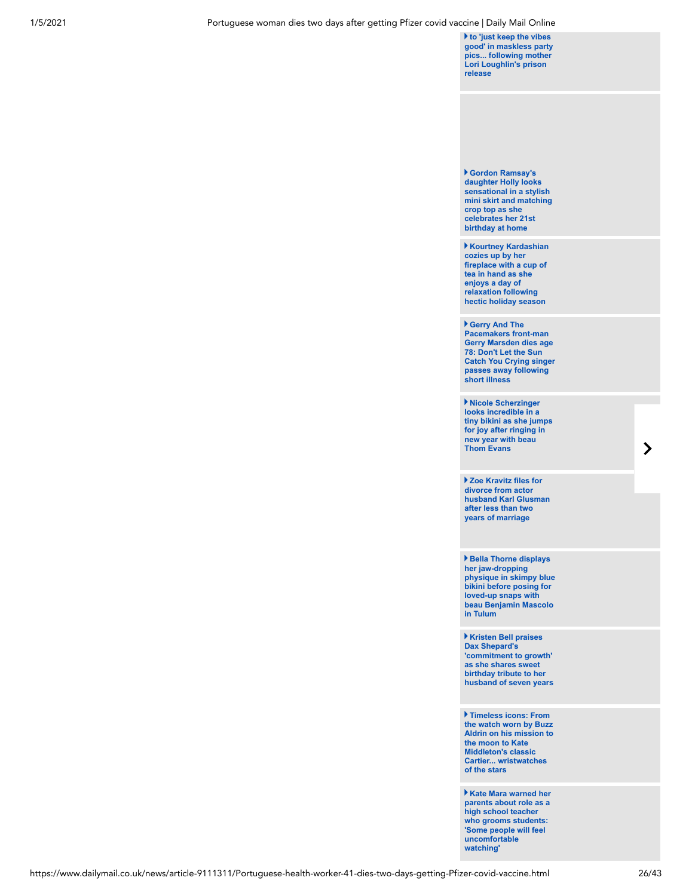- to 'just keep the vibes good' in maskless party pics... following mother Lori Loughlin's prison release

- Gordon Ramsay's daughter Holly looks sensational in a stylish mini skirt and matching crop top as she celebrates her 21st birthday at home

- Kourtney Kardashian cozies up by her fireplace with a cup of tea in hand as she enjoys a day of relaxation following hectic holiday season

- Gerry And The Pacemakers front-man Gerry Marsden dies age 78: Don't Let the Sun Catch You Crying singer passes away following short illness

- Nicole Scherzinger looks incredible in a tiny bikini as she jumps for joy after ringing in new year with beau Thom Evans

- Zoe Kravitz files for divorce from actor husband Karl Glusman after less than two years of marriage

- Bella Thorne displays her jaw-dropping physique in skimpy blue bikini before posing for loved-up snaps with beau Benjamin Mascolo in Tulum

- Kristen Bell praises Dax Shepard's 'commitment to growth' as she shares sweet birthday tribute to her husband of seven years

- Timeless icons: From the watch worn by Buzz Aldrin on his mission to the moon to Kate Middleton's classic Cartier... wristwatches of the stars

- Kate Mara warned her parents about role as a high school teacher who grooms students: 'Some people will feel uncomfortable watching'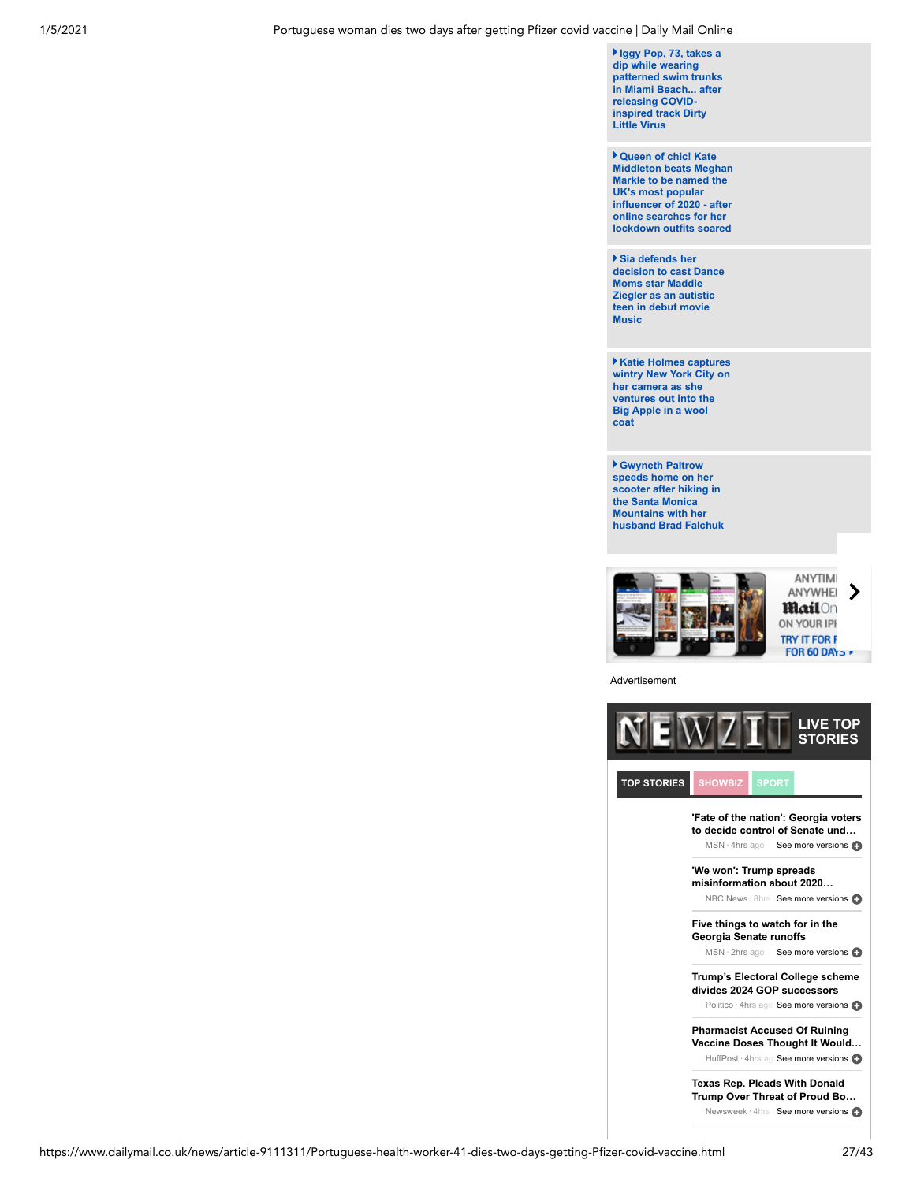- Iggy Pop, 73, takes a dip while wearing patterned swim trunks in Miami Beach... after releasing COVID-inspired track Dirty Little Virus
- Queen of chic! Kate Middleton beats Meghan Markle to be named the UK's most popular influencer of 2020 - after online searches for her lockdown outfits soared
- Sia defends her decision to cast Dance Moms star Maddie Ziegler as an autistic teen in debut movie Music
- Katie Holmes captures wintry New York City on her camera as she ventures out into the Big Apple in a wool coat
- Gwyneth Paltrow speeds home on her scooter after hiking in the Santa Monica Mountains with her husband Brad Falchuk

ANYTIME ANYWHERE MailOnline ON YOUR IPHONE TRY IT FOR FREE FOR 60 DAYS

Advertisement

**NEWZIT LIVE TOP STORIES**

TOP STORIES | SHOWBIZ | SPORT

**'Fate of the nation': Georgia voters to decide control of Senate und…**
MSN · 4hrs ago See more versions

**'We won': Trump spreads misinformation about 2020…**
NBC News · 8hrs See more versions

**Five things to watch for in the Georgia Senate runoffs**
MSN · 2hrs ago See more versions

**Trump's Electoral College scheme divides 2024 GOP successors**
Politico · 4hrs ago See more versions

**Pharmacist Accused Of Ruining Vaccine Doses Thought It Would…**
HuffPost · 4hrs ago See more versions

**Texas Rep. Pleads With Donald Trump Over Threat of Proud Bo…**
Newsweek · 4hrs See more versions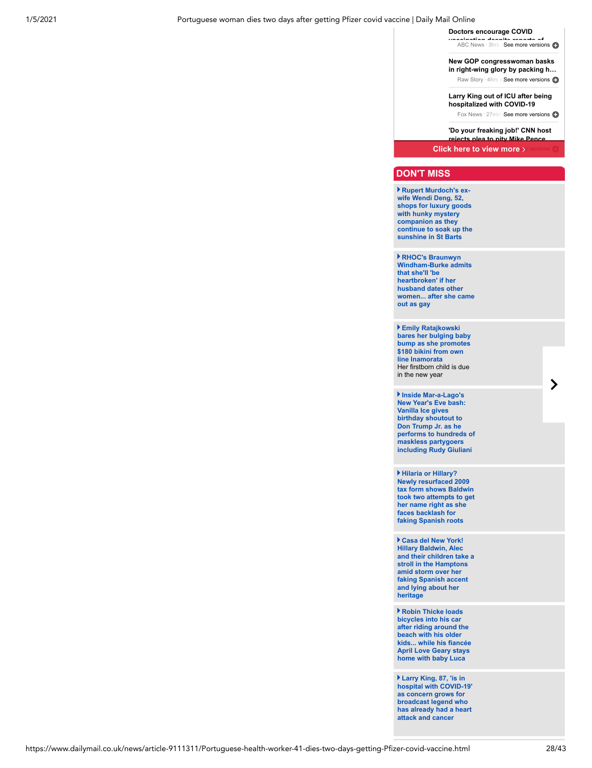Doctors encourage COVID vaccination despite reports of...

ABC News · 3hrs · See more versions

New GOP congresswoman basks in right-wing glory by packing h...

Raw Story · 4hrs · See more versions

Larry King out of ICU after being hospitalized with COVID-19

Fox News · 27min · See more versions

'Do your freaking job!' CNN host rejects plea to pity Mike Pence

Click here to view more ›

## DON'T MISS

- **Rupert Murdoch's ex-wife Wendi Deng, 52, shops for luxury goods with hunky mystery companion as they continue to soak up the sunshine in St Barts**

- **RHOC's Braunwyn Windham-Burke admits that she'll 'be heartbroken' if her husband dates other women... after she came out as gay**

- **Emily Ratajkowski bares her bulging baby bump as she promotes $180 bikini from own line Inamorata**
  Her firstborn child is due in the new year

- **Inside Mar-a-Lago's New Year's Eve bash: Vanilla Ice gives birthday shoutout to Don Trump Jr. as he performs to hundreds of maskless partygoers including Rudy Giuliani**

- **Hilaria or Hillary? Newly resurfaced 2009 tax form shows Baldwin took two attempts to get her name right as she faces backlash for faking Spanish roots**

- **Casa del New York! Hillary Baldwin, Alec and their children take a stroll in the Hamptons amid storm over her faking Spanish accent and lying about her heritage**

- **Robin Thicke loads bicycles into his car after riding around the beach with his older kids... while his fiancée April Love Geary stays home with baby Luca**

- **Larry King, 87, 'is in hospital with COVID-19' as concern grows for broadcast legend who has already had a heart attack and cancer**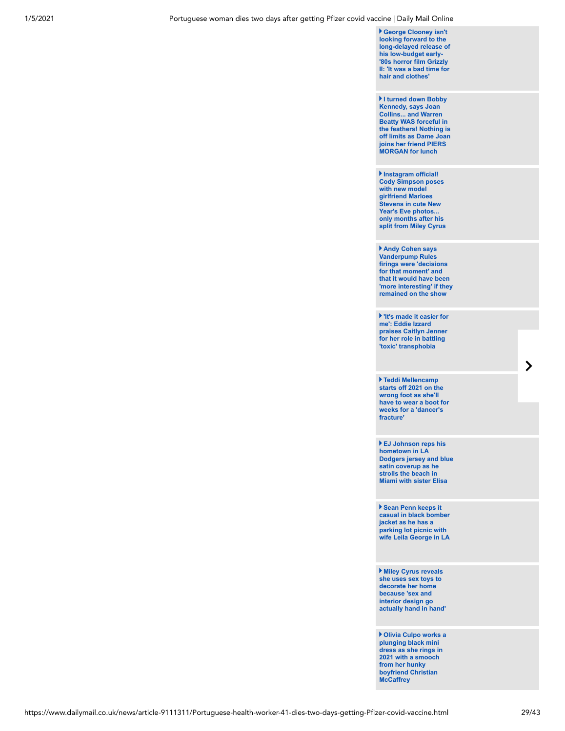- **George Clooney isn't looking forward to the long-delayed release of his low-budget early-'80s horror film Grizzly II: 'It was a bad time for hair and clothes'**

- **I turned down Bobby Kennedy, says Joan Collins... and Warren Beatty WAS forceful in the feathers! Nothing is off limits as Dame Joan joins her friend PIERS MORGAN for lunch**

- **Instagram official! Cody Simpson poses with new model girlfriend Marloes Stevens in cute New Year's Eve photos... only months after his split from Miley Cyrus**

- **Andy Cohen says Vanderpump Rules firings were 'decisions for that moment' and that it would have been 'more interesting' if they remained on the show**

- **'It's made it easier for me': Eddie Izzard praises Caitlyn Jenner for her role in battling 'toxic' transphobia**

- **Teddi Mellencamp starts off 2021 on the wrong foot as she'll have to wear a boot for weeks for a 'dancer's fracture'**

- **EJ Johnson reps his hometown in LA Dodgers jersey and blue satin coverup as he strolls the beach in Miami with sister Elisa**

- **Sean Penn keeps it casual in black bomber jacket as he has a parking lot picnic with wife Leila George in LA**

- **Miley Cyrus reveals she uses sex toys to decorate her home because 'sex and interior design go actually hand in hand'**

- **Olivia Culpo works a plunging black mini dress as she rings in 2021 with a smooch from her hunky boyfriend Christian McCaffrey**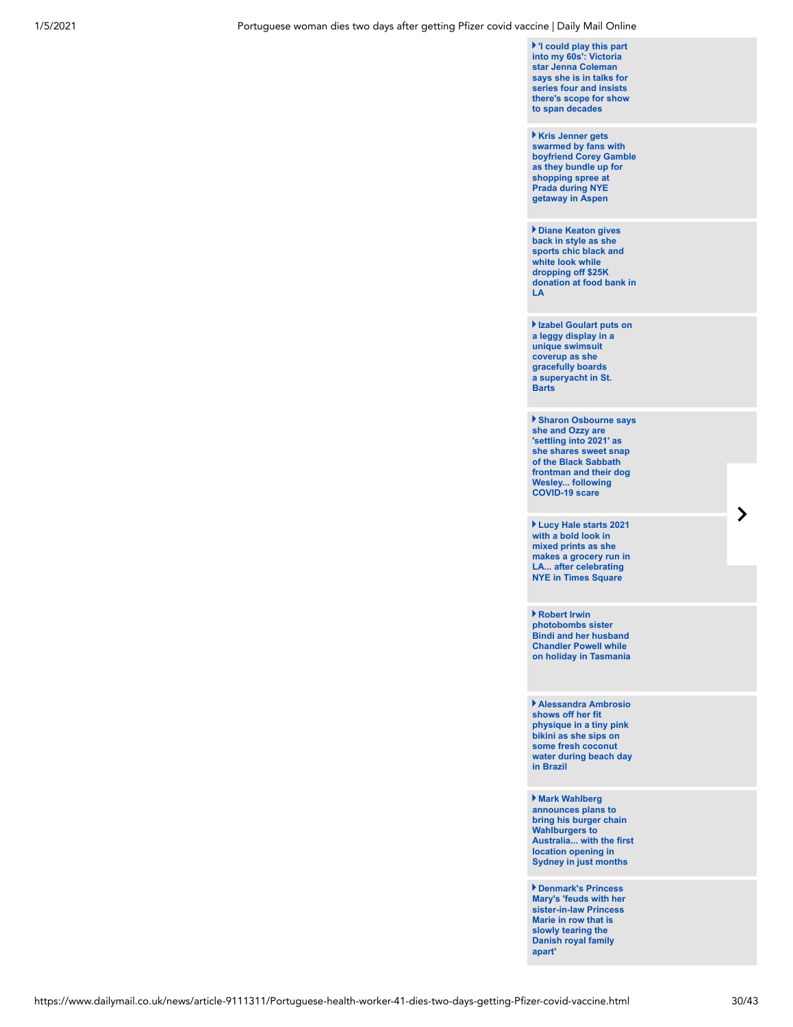- 'I could play this part into my 60s': Victoria star Jenna Coleman says she is in talks for series four and insists there's scope for show to span decades
- Kris Jenner gets swarmed by fans with boyfriend Corey Gamble as they bundle up for shopping spree at Prada during NYE getaway in Aspen
- Diane Keaton gives back in style as she sports chic black and white look while dropping off $25K donation at food bank in LA
- Izabel Goulart puts on a leggy display in a unique swimsuit coverup as she gracefully boards a superyacht in St. Barts
- Sharon Osbourne says she and Ozzy are 'settling into 2021' as she shares sweet snap of the Black Sabbath frontman and their dog Wesley... following COVID-19 scare
- Lucy Hale starts 2021 with a bold look in mixed prints as she makes a grocery run in LA... after celebrating NYE in Times Square
- Robert Irwin photobombs sister Bindi and her husband Chandler Powell while on holiday in Tasmania
- Alessandra Ambrosio shows off her fit physique in a tiny pink bikini as she sips on some fresh coconut water during beach day in Brazil
- Mark Wahlberg announces plans to bring his burger chain Wahlburgers to Australia... with the first location opening in Sydney in just months
- Denmark's Princess Mary's 'feuds with her sister-in-law Princess Marie in row that is slowly tearing the Danish royal family apart'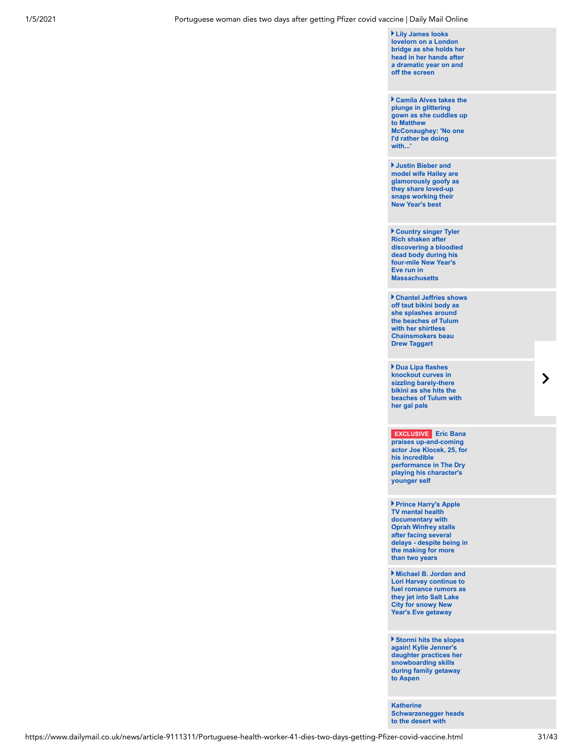- Lily James looks lovelorn on a London bridge as she holds her head in her hands after a dramatic year on and off the screen

- Camila Alves takes the plunge in glittering gown as she cuddles up to Matthew McConaughey: 'No one I'd rather be doing with...'

- Justin Bieber and model wife Hailey are glamorously goofy as they share loved-up snaps working their New Year's best

- Country singer Tyler Rich shaken after discovering a bloodied dead body during his four-mile New Year's Eve run in Massachusetts

- Chantel Jeffries shows off taut bikini body as she splashes around the beaches of Tulum with her shirtless Chainsmokers beau Drew Taggart

- Dua Lipa flashes knockout curves in sizzling barely-there bikini as she hits the beaches of Tulum with her gal pals

- **EXCLUSIVE** Eric Bana praises up-and-coming actor Joe Klocek, 25, for his incredible performance in The Dry playing his character's younger self

- Prince Harry's Apple TV mental health documentary with Oprah Winfrey stalls after facing several delays - despite being in the making for more than two years

- Michael B. Jordan and Lori Harvey continue to fuel romance rumors as they jet into Salt Lake City for snowy New Year's Eve getaway

- Stormi hits the slopes again! Kylie Jenner's daughter practices her snowboarding skills during family getaway to Aspen

- Katherine Schwarzenegger heads to the desert with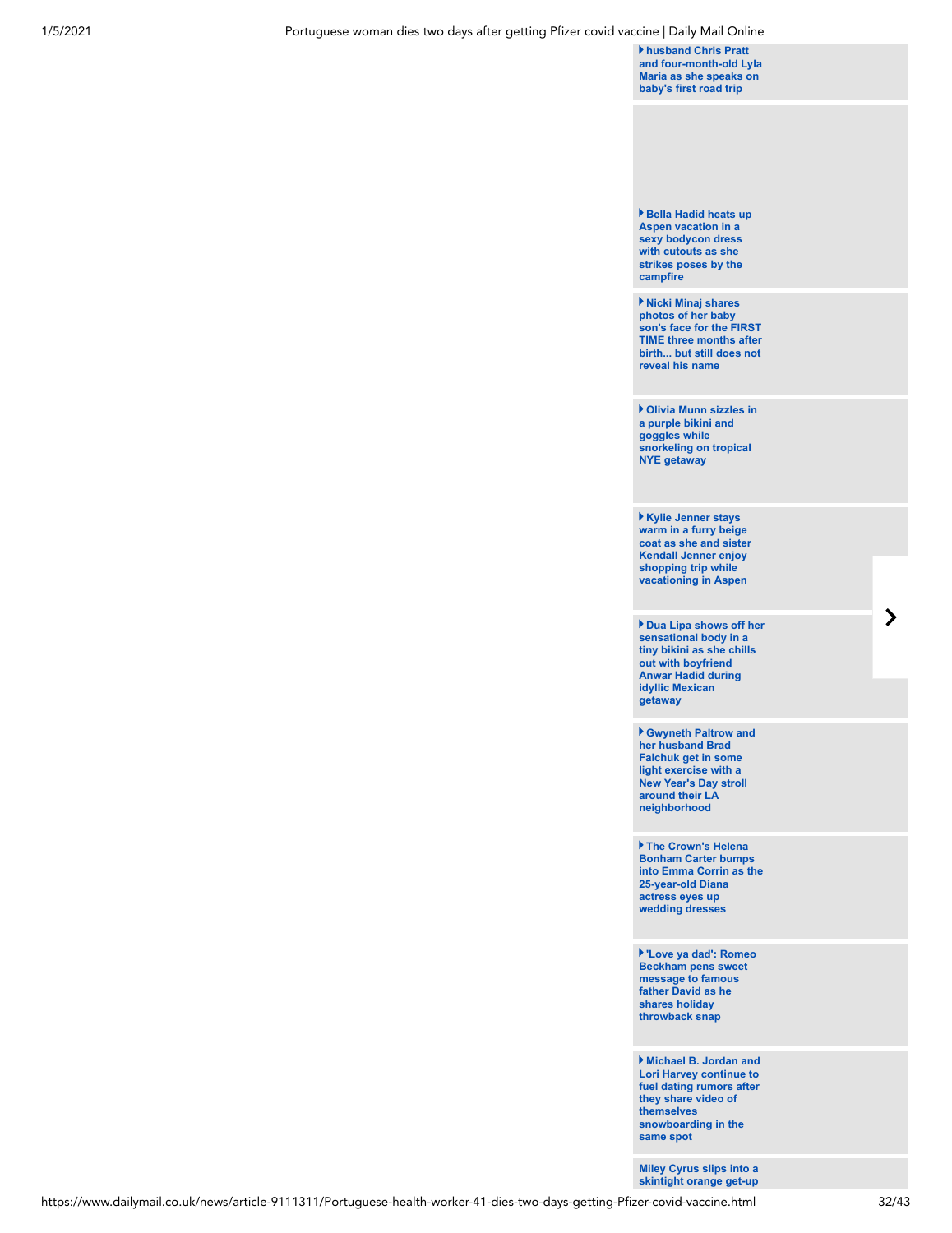husband Chris Pratt and four-month-old Lyla Maria as she speaks on baby's first road trip

Bella Hadid heats up Aspen vacation in a sexy bodycon dress with cutouts as she strikes poses by the campfire

Nicki Minaj shares photos of her baby son's face for the FIRST TIME three months after birth... but still does not reveal his name

Olivia Munn sizzles in a purple bikini and goggles while snorkeling on tropical NYE getaway

Kylie Jenner stays warm in a furry beige coat as she and sister Kendall Jenner enjoy shopping trip while vacationing in Aspen

Dua Lipa shows off her sensational body in a tiny bikini as she chills out with boyfriend Anwar Hadid during idyllic Mexican getaway

Gwyneth Paltrow and her husband Brad Falchuk get in some light exercise with a New Year's Day stroll around their LA neighborhood

The Crown's Helena Bonham Carter bumps into Emma Corrin as the 25-year-old Diana actress eyes up wedding dresses

'Love ya dad': Romeo Beckham pens sweet message to famous father David as he shares holiday throwback snap

Michael B. Jordan and Lori Harvey continue to fuel dating rumors after they share video of themselves snowboarding in the same spot

Miley Cyrus slips into a skintight orange get-up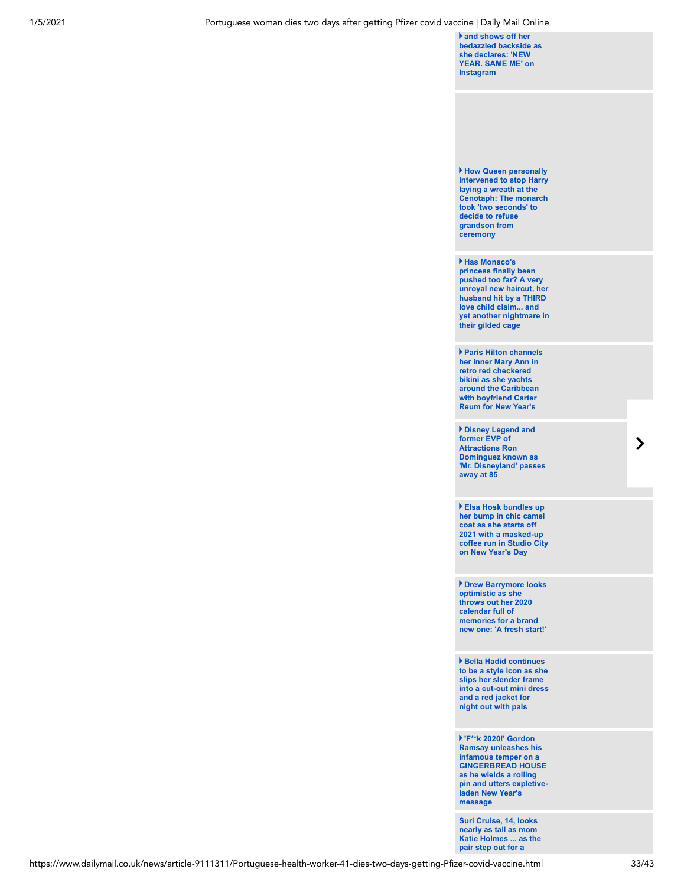▸ and shows off her bedazzled backside as she declares: 'NEW YEAR. SAME ME' on Instagram

▸ How Queen personally intervened to stop Harry laying a wreath at the Cenotaph: The monarch took 'two seconds' to decide to refuse grandson from ceremony

▸ Has Monaco's princess finally been pushed too far? A very unroyal new haircut, her husband hit by a THIRD love child claim... and yet another nightmare in their gilded cage

▸ Paris Hilton channels her inner Mary Ann in retro red checkered bikini as she yachts around the Caribbean with boyfriend Carter Reum for New Year's

▸ Disney Legend and former EVP of Attractions Ron Dominguez known as 'Mr. Disneyland' passes away at 85

▸ Elsa Hosk bundles up her bump in chic camel coat as she starts off 2021 with a masked-up coffee run in Studio City on New Year's Day

▸ Drew Barrymore looks optimistic as she throws out her 2020 calendar full of memories for a brand new one: 'A fresh start!'

▸ Bella Hadid continues to be a style icon as she slips her slender frame into a cut-out mini dress and a red jacket for night out with pals

▸ 'F**k 2020!' Gordon Ramsay unleashes his infamous temper on a GINGERBREAD HOUSE as he wields a rolling pin and utters expletive-laden New Year's message

Suri Cruise, 14, looks nearly as tall as mom Katie Holmes ... as the pair step out for a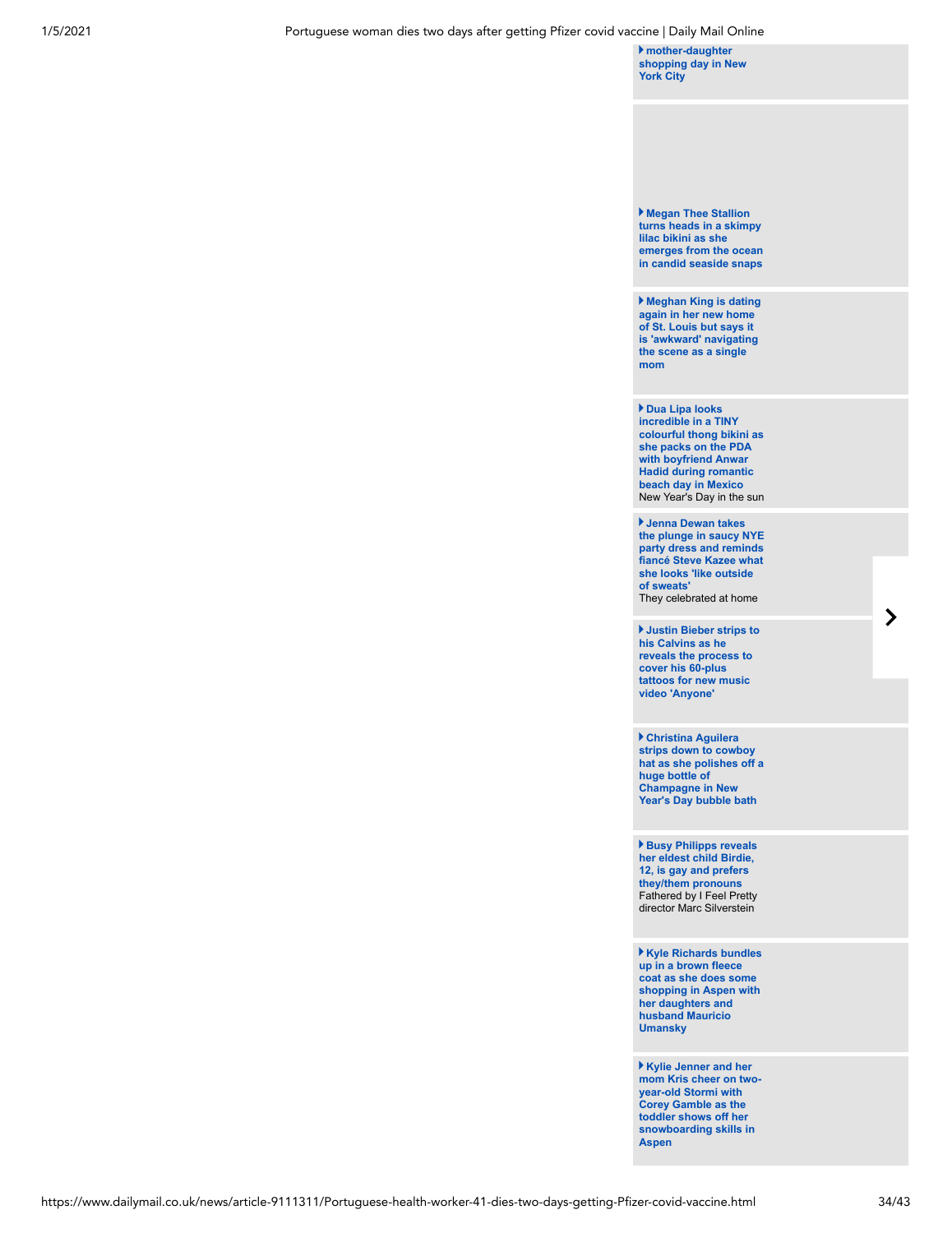▸ **mother-daughter shopping day in New York City**

▸ **Megan Thee Stallion turns heads in a skimpy lilac bikini as she emerges from the ocean in candid seaside snaps**

▸ **Meghan King is dating again in her new home of St. Louis but says it is 'awkward' navigating the scene as a single mom**

▸ **Dua Lipa looks incredible in a TINY colourful thong bikini as she packs on the PDA with boyfriend Anwar Hadid during romantic beach day in Mexico**
New Year's Day in the sun

▸ **Jenna Dewan takes the plunge in saucy NYE party dress and reminds fiancé Steve Kazee what she looks 'like outside of sweats'**
They celebrated at home

▸ **Justin Bieber strips to his Calvins as he reveals the process to cover his 60-plus tattoos for new music video 'Anyone'**

▸ **Christina Aguilera strips down to cowboy hat as she polishes off a huge bottle of Champagne in New Year's Day bubble bath**

▸ **Busy Philipps reveals her eldest child Birdie, 12, is gay and prefers they/them pronouns**
Fathered by I Feel Pretty director Marc Silverstein

▸ **Kyle Richards bundles up in a brown fleece coat as she does some shopping in Aspen with her daughters and husband Mauricio Umansky**

▸ **Kylie Jenner and her mom Kris cheer on two-year-old Stormi with Corey Gamble as the toddler shows off her snowboarding skills in Aspen**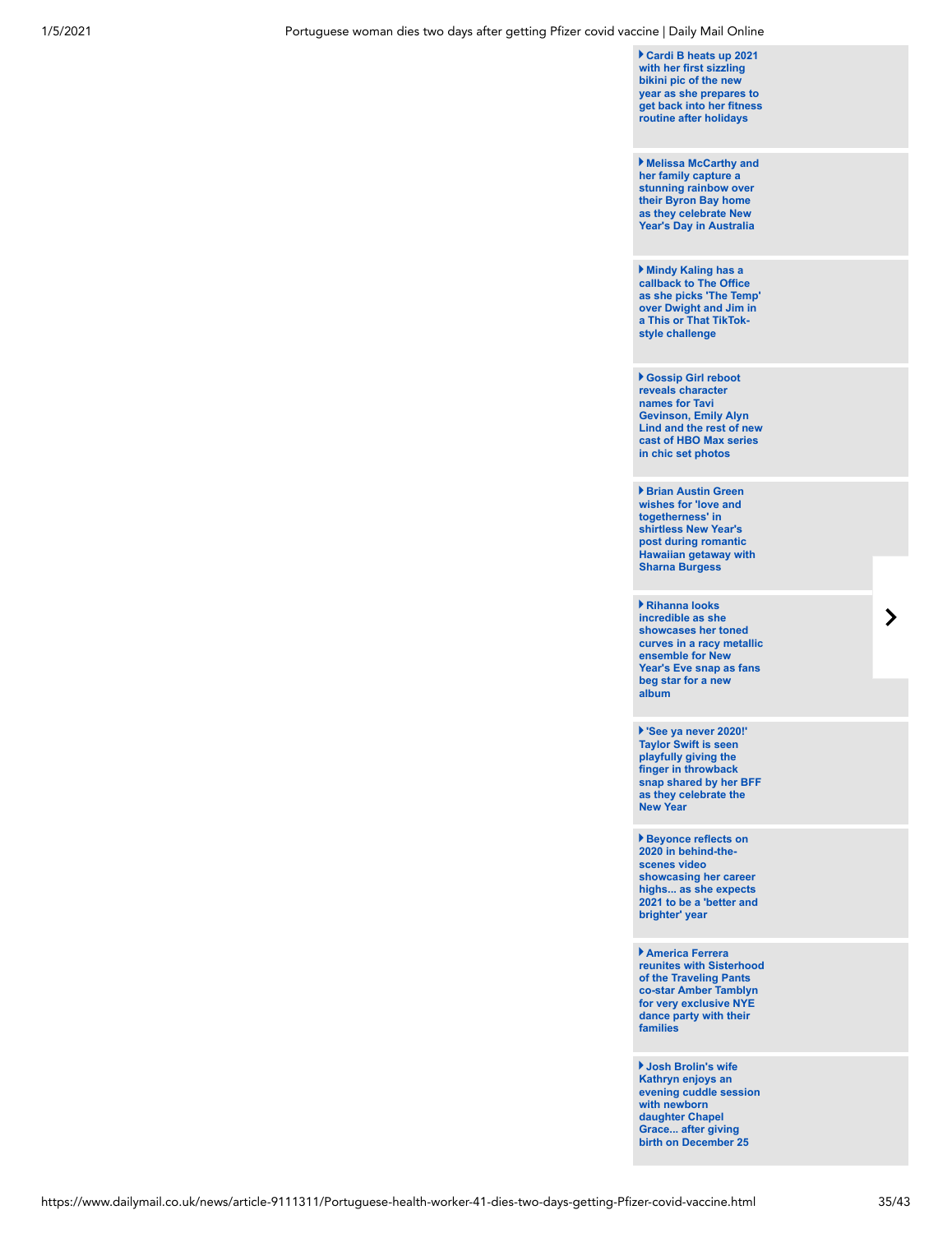- **Cardi B heats up 2021 with her first sizzling bikini pic of the new year as she prepares to get back into her fitness routine after holidays**

- **Melissa McCarthy and her family capture a stunning rainbow over their Byron Bay home as they celebrate New Year's Day in Australia**

- **Mindy Kaling has a callback to The Office as she picks 'The Temp' over Dwight and Jim in a This or That TikTok-style challenge**

- **Gossip Girl reboot reveals character names for Tavi Gevinson, Emily Alyn Lind and the rest of new cast of HBO Max series in chic set photos**

- **Brian Austin Green wishes for 'love and togetherness' in shirtless New Year's post during romantic Hawaiian getaway with Sharna Burgess**

- **Rihanna looks incredible as she showcases her toned curves in a racy metallic ensemble for New Year's Eve snap as fans beg star for a new album**

- **'See ya never 2020!' Taylor Swift is seen playfully giving the finger in throwback snap shared by her BFF as they celebrate the New Year**

- **Beyonce reflects on 2020 in behind-the-scenes video showcasing her career highs... as she expects 2021 to be a 'better and brighter' year**

- **America Ferrera reunites with Sisterhood of the Traveling Pants co-star Amber Tamblyn for very exclusive NYE dance party with their families**

- **Josh Brolin's wife Kathryn enjoys an evening cuddle session with newborn daughter Chapel Grace... after giving birth on December 25**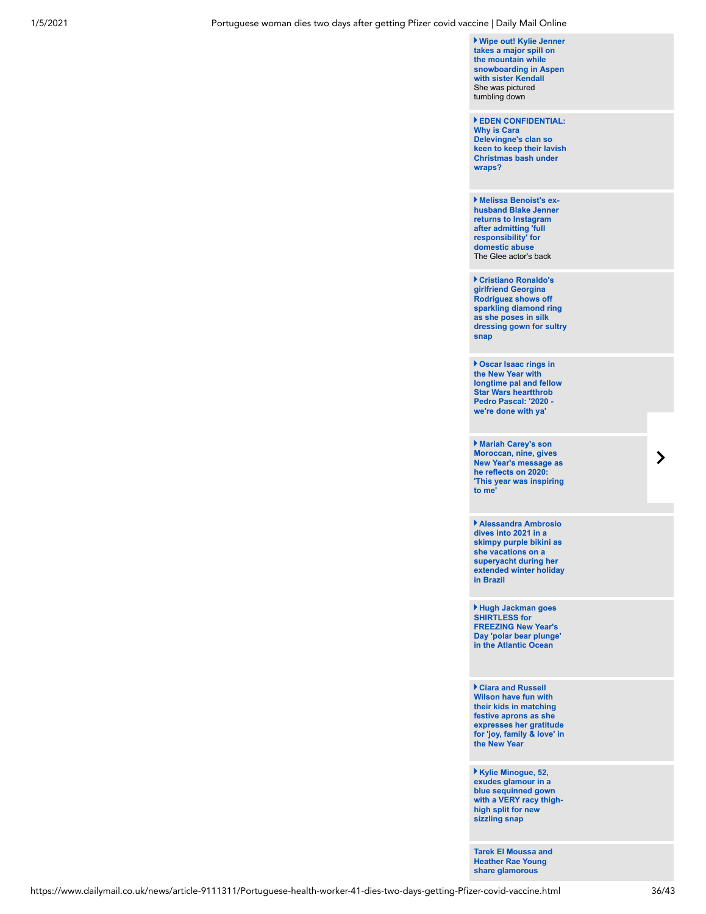**Wipe out! Kylie Jenner takes a major spill on the mountain while snowboarding in Aspen with sister Kendall**
She was pictured tumbling down

**EDEN CONFIDENTIAL: Why is Cara Delevingne's clan so keen to keep their lavish Christmas bash under wraps?**

**Melissa Benoist's ex-husband Blake Jenner returns to Instagram after admitting 'full responsibility' for domestic abuse**
The Glee actor's back

**Cristiano Ronaldo's girlfriend Georgina Rodriguez shows off sparkling diamond ring as she poses in silk dressing gown for sultry snap**

**Oscar Isaac rings in the New Year with longtime pal and fellow Star Wars heartthrob Pedro Pascal: '2020 - we're done with ya'**

**Mariah Carey's son Moroccan, nine, gives New Year's message as he reflects on 2020: 'This year was inspiring to me'**

**Alessandra Ambrosio dives into 2021 in a skimpy purple bikini as she vacations on a superyacht during her extended winter holiday in Brazil**

**Hugh Jackman goes SHIRTLESS for FREEZING New Year's Day 'polar bear plunge' in the Atlantic Ocean**

**Ciara and Russell Wilson have fun with their kids in matching festive aprons as she expresses her gratitude for 'joy, family & love' in the New Year**

**Kylie Minogue, 52, exudes glamour in a blue sequinned gown with a VERY racy thigh-high split for new sizzling snap**

**Tarek El Moussa and Heather Rae Young share glamorous**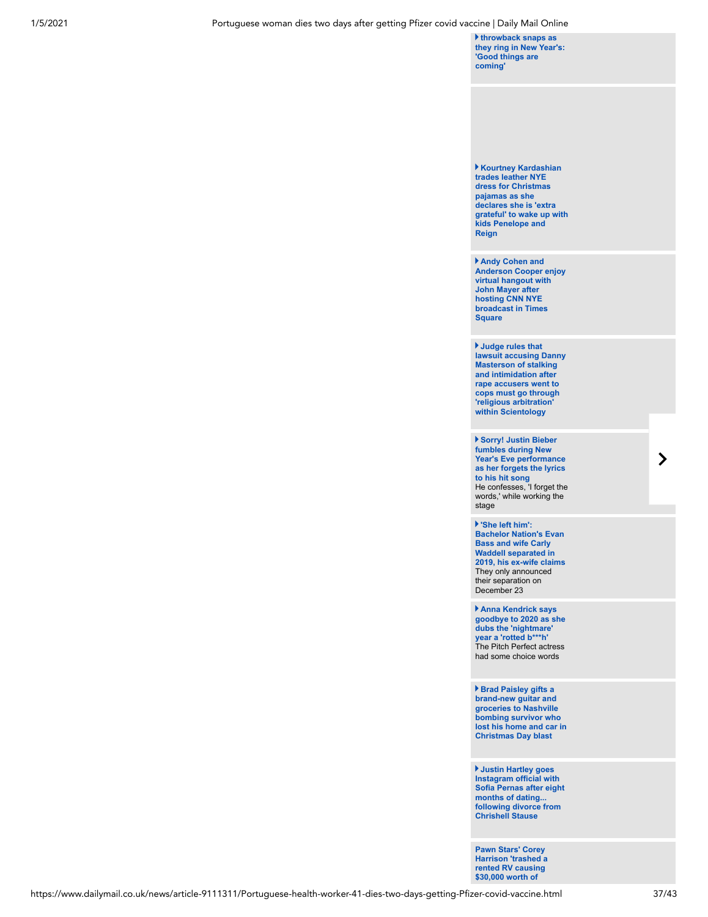▸ throwback snaps as they ring in New Year's: 'Good things are coming'

▸ **Kourtney Kardashian trades leather NYE dress for Christmas pajamas as she declares she is 'extra grateful' to wake up with kids Penelope and Reign**

▸ **Andy Cohen and Anderson Cooper enjoy virtual hangout with John Mayer after hosting CNN NYE broadcast in Times Square**

▸ **Judge rules that lawsuit accusing Danny Masterson of stalking and intimidation after rape accusers went to cops must go through 'religious arbitration' within Scientology**

▸ **Sorry! Justin Bieber fumbles during New Year's Eve performance as her forgets the lyrics to his hit song**
He confesses, 'I forget the words,' while working the stage

▸ **'She left him': Bachelor Nation's Evan Bass and wife Carly Waddell separated in 2019, his ex-wife claims**
They only announced their separation on December 23

▸ **Anna Kendrick says goodbye to 2020 as she dubs the 'nightmare' year a 'rotted b***h'**
The Pitch Perfect actress had some choice words

▸ **Brad Paisley gifts a brand-new guitar and groceries to Nashville bombing survivor who lost his home and car in Christmas Day blast**

▸ **Justin Hartley goes Instagram official with Sofia Pernas after eight months of dating... following divorce from Chrishell Stause**

**Pawn Stars' Corey Harrison 'trashed a rented RV causing $30,000 worth of**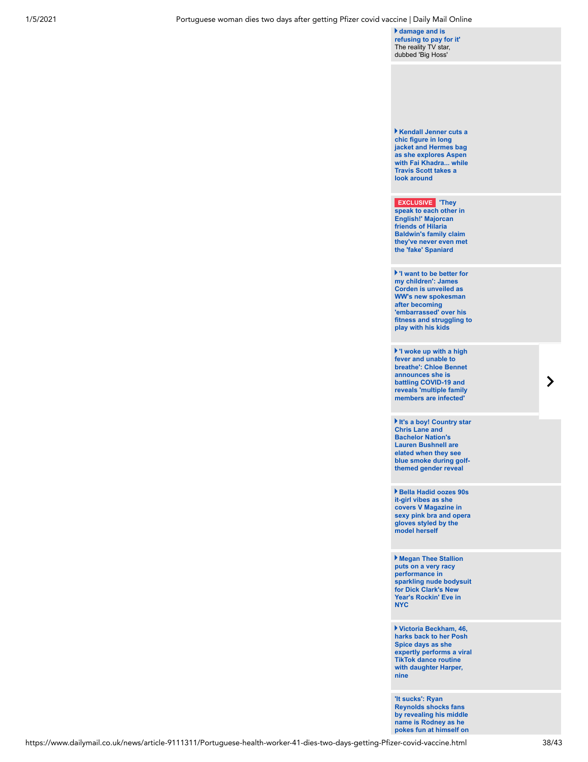**damage and is refusing to pay for it'**
The reality TV star, dubbed 'Big Hoss'

**Kendall Jenner cuts a chic figure in long jacket and Hermes bag as she explores Aspen with Fai Khadra... while Travis Scott takes a look around**

EXCLUSIVE **'They speak to each other in English!' Majorcan friends of Hilaria Baldwin's family claim they've never even met the 'fake' Spaniard**

**'I want to be better for my children': James Corden is unveiled as WW's new spokesman after becoming 'embarrassed' over his fitness and struggling to play with his kids**

**'I woke up with a high fever and unable to breathe': Chloe Bennet announces she is battling COVID-19 and reveals 'multiple family members are infected'**

**It's a boy! Country star Chris Lane and Bachelor Nation's Lauren Bushnell are elated when they see blue smoke during golf-themed gender reveal**

**Bella Hadid oozes 90s it-girl vibes as she covers V Magazine in sexy pink bra and opera gloves styled by the model herself**

**Megan Thee Stallion puts on a very racy performance in sparkling nude bodysuit for Dick Clark's New Year's Rockin' Eve in NYC**

**Victoria Beckham, 46, harks back to her Posh Spice days as she expertly performs a viral TikTok dance routine with daughter Harper, nine**

**'It sucks': Ryan Reynolds shocks fans by revealing his middle name is Rodney as he pokes fun at himself on**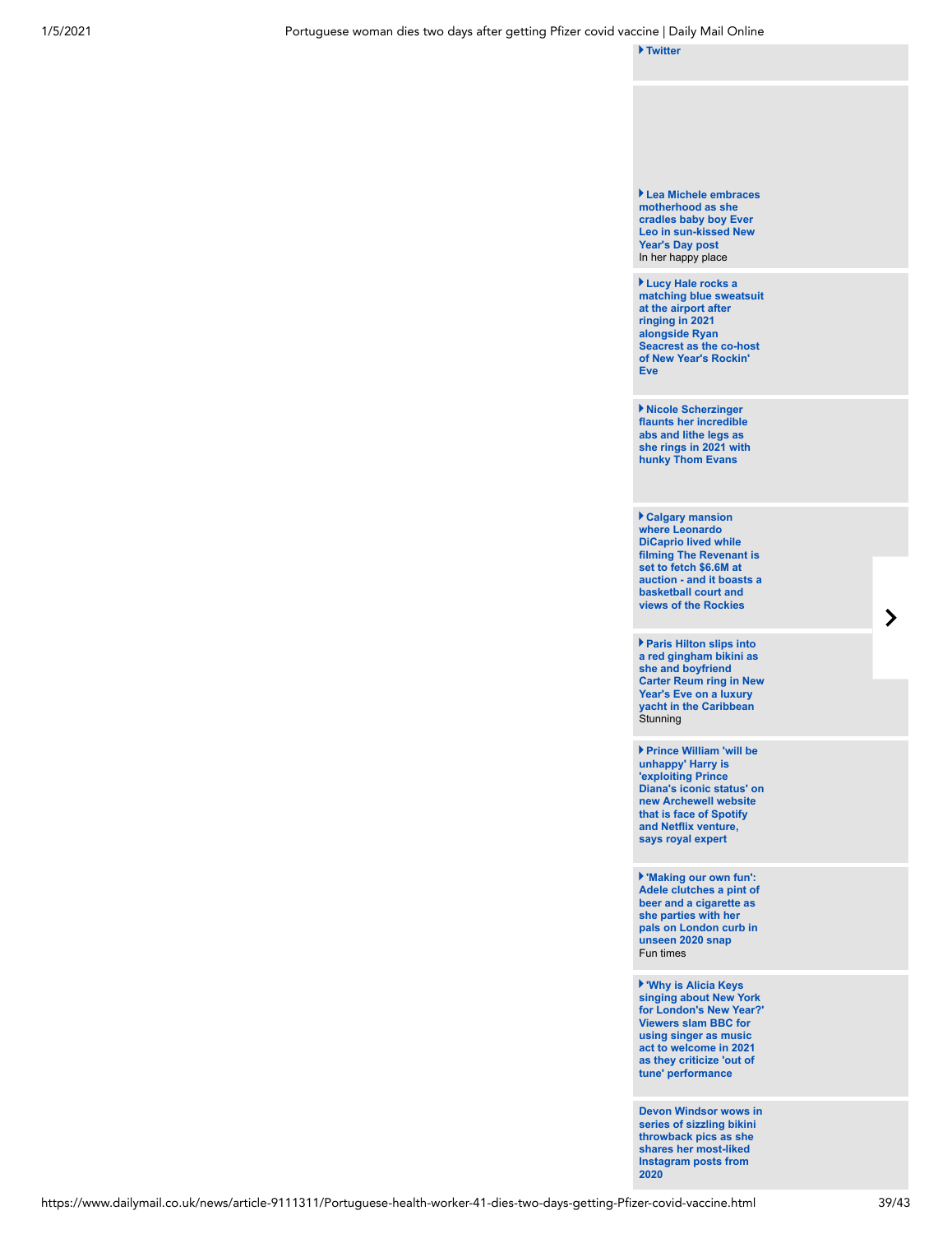▸ **Twitter**

▸ **Lea Michele embraces motherhood as she cradles baby boy Ever Leo in sun-kissed New Year's Day post**
In her happy place

▸ **Lucy Hale rocks a matching blue sweatsuit at the airport after ringing in 2021 alongside Ryan Seacrest as the co-host of New Year's Rockin' Eve**

▸ **Nicole Scherzinger flaunts her incredible abs and lithe legs as she rings in 2021 with hunky Thom Evans**

▸ **Calgary mansion where Leonardo DiCaprio lived while filming The Revenant is set to fetch $6.6M at auction - and it boasts a basketball court and views of the Rockies**

▸ **Paris Hilton slips into a red gingham bikini as she and boyfriend Carter Reum ring in New Year's Eve on a luxury yacht in the Caribbean**
Stunning

▸ **Prince William 'will be unhappy' Harry is 'exploiting Prince Diana's iconic status' on new Archewell website that is face of Spotify and Netflix venture, says royal expert**

▸ **'Making our own fun': Adele clutches a pint of beer and a cigarette as she parties with her pals on London curb in unseen 2020 snap**
Fun times

▸ **'Why is Alicia Keys singing about New York for London's New Year?' Viewers slam BBC for using singer as music act to welcome in 2021 as they criticize 'out of tune' performance**

**Devon Windsor wows in series of sizzling bikini throwback pics as she shares her most-liked Instagram posts from 2020**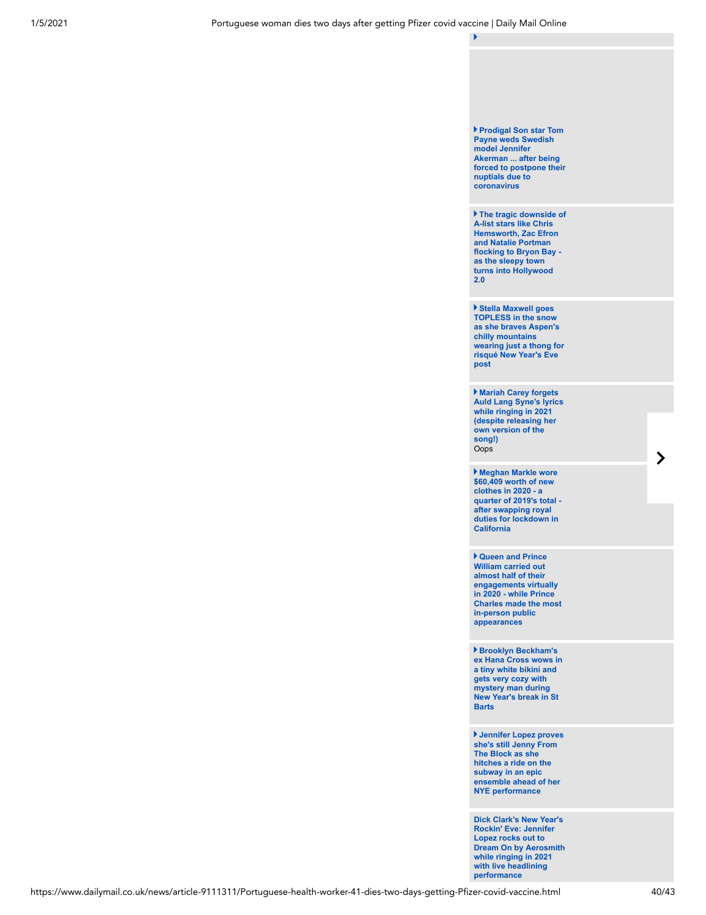- **Prodigal Son star Tom Payne weds Swedish model Jennifer Akerman ... after being forced to postpone their nuptials due to coronavirus**

- **The tragic downside of A-list stars like Chris Hemsworth, Zac Efron and Natalie Portman flocking to Bryon Bay - as the sleepy town turns into Hollywood 2.0**

- **Stella Maxwell goes TOPLESS in the snow as she braves Aspen's chilly mountains wearing just a thong for risqué New Year's Eve post**

- **Mariah Carey forgets Auld Lang Syne's lyrics while ringing in 2021 (despite releasing her own version of the song!)**
  Oops

- **Meghan Markle wore $60,409 worth of new clothes in 2020 - a quarter of 2019's total - after swapping royal duties for lockdown in California**

- **Queen and Prince William carried out almost half of their engagements virtually in 2020 - while Prince Charles made the most in-person public appearances**

- **Brooklyn Beckham's ex Hana Cross wows in a tiny white bikini and gets very cozy with mystery man during New Year's break in St Barts**

- **Jennifer Lopez proves she's still Jenny From The Block as she hitches a ride on the subway in an epic ensemble ahead of her NYE performance**

**Dick Clark's New Year's Rockin' Eve: Jennifer Lopez rocks out to Dream On by Aerosmith while ringing in 2021 with live headlining performance**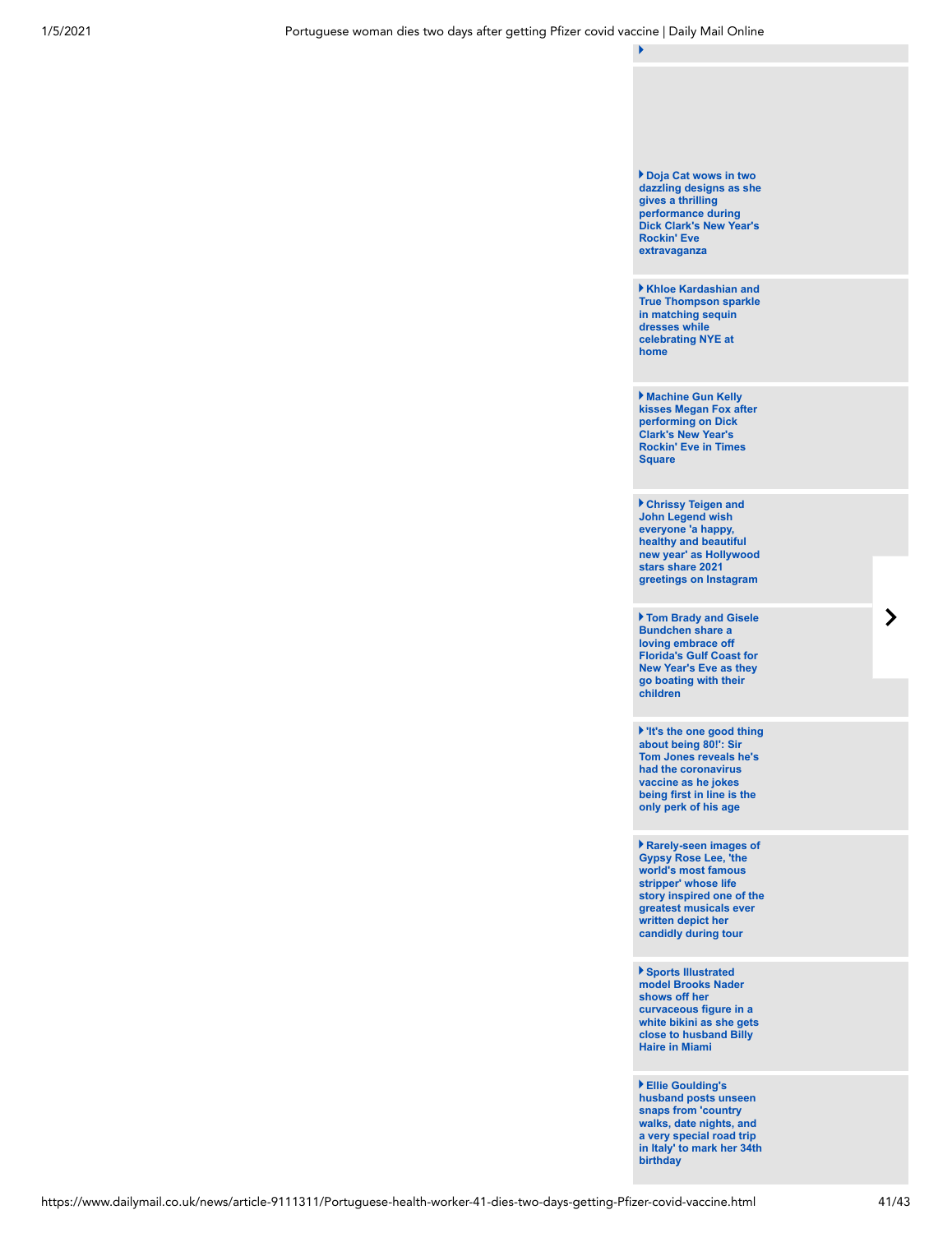- Doja Cat wows in two dazzling designs as she gives a thrilling performance during Dick Clark's New Year's Rockin' Eve extravaganza
- Khloe Kardashian and True Thompson sparkle in matching sequin dresses while celebrating NYE at home
- Machine Gun Kelly kisses Megan Fox after performing on Dick Clark's New Year's Rockin' Eve in Times Square
- Chrissy Teigen and John Legend wish everyone 'a happy, healthy and beautiful new year' as Hollywood stars share 2021 greetings on Instagram
- Tom Brady and Gisele Bundchen share a loving embrace off Florida's Gulf Coast for New Year's Eve as they go boating with their children
- 'It's the one good thing about being 80!': Sir Tom Jones reveals he's had the coronavirus vaccine as he jokes being first in line is the only perk of his age
- Rarely-seen images of Gypsy Rose Lee, 'the world's most famous stripper' whose life story inspired one of the greatest musicals ever written depict her candidly during tour
- Sports Illustrated model Brooks Nader shows off her curvaceous figure in a white bikini as she gets close to husband Billy Haire in Miami
- Ellie Goulding's husband posts unseen snaps from 'country walks, date nights, and a very special road trip in Italy' to mark her 34th birthday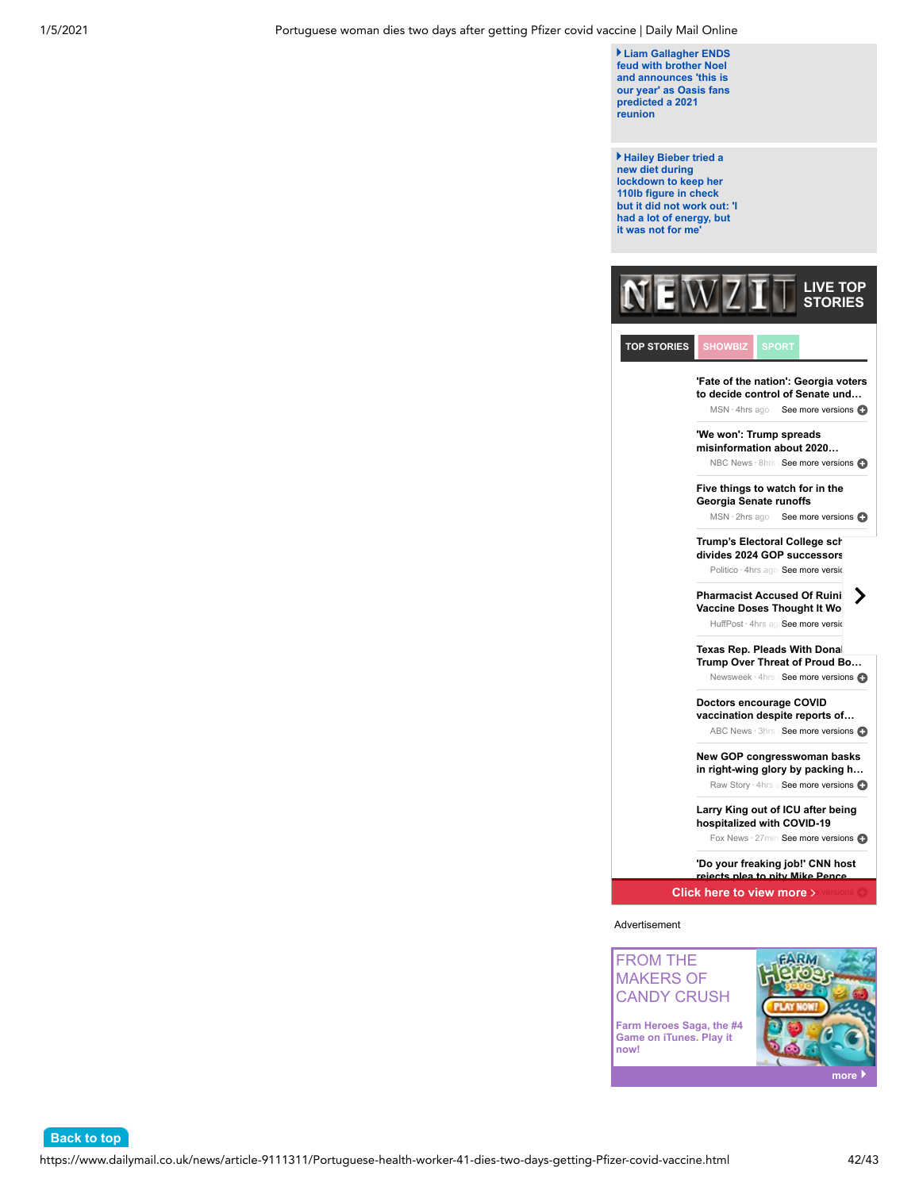- Liam Gallagher ENDS feud with brother Noel and announces 'this is our year' as Oasis fans predicted a 2021 reunion

- Hailey Bieber tried a new diet during lockdown to keep her 110lb figure in check but it did not work out: 'I had a lot of energy, but it was not for me'

NEWZIT LIVE TOP STORIES

TOP STORIES | SHOWBIZ | SPORT

'Fate of the nation': Georgia voters to decide control of Senate und…
MSN · 4hrs ago See more versions

'We won': Trump spreads misinformation about 2020…
NBC News · 8hrs See more versions

Five things to watch for in the Georgia Senate runoffs
MSN · 2hrs ago See more versions

Trump's Electoral College sch divides 2024 GOP successors
Politico · 4hrs ago See more versi

Pharmacist Accused Of Ruini Vaccine Doses Thought It Wo
HuffPost · 4hrs a See more versi

Texas Rep. Pleads With Donal Trump Over Threat of Proud Bo…
Newsweek · 4hrs See more versions

Doctors encourage COVID vaccination despite reports of…
ABC News · 3hrs See more versions

New GOP congresswoman basks in right-wing glory by packing h…
Raw Story · 4hrs See more versions

Larry King out of ICU after being hospitalized with COVID-19
Fox News · 27min See more versions

'Do your freaking job!' CNN host rejects plea to pity Mike Pence

Click here to view more

Advertisement

FROM THE MAKERS OF CANDY CRUSH

Farm Heroes Saga, the #4 Game on iTunes. Play it now!

more

Back to top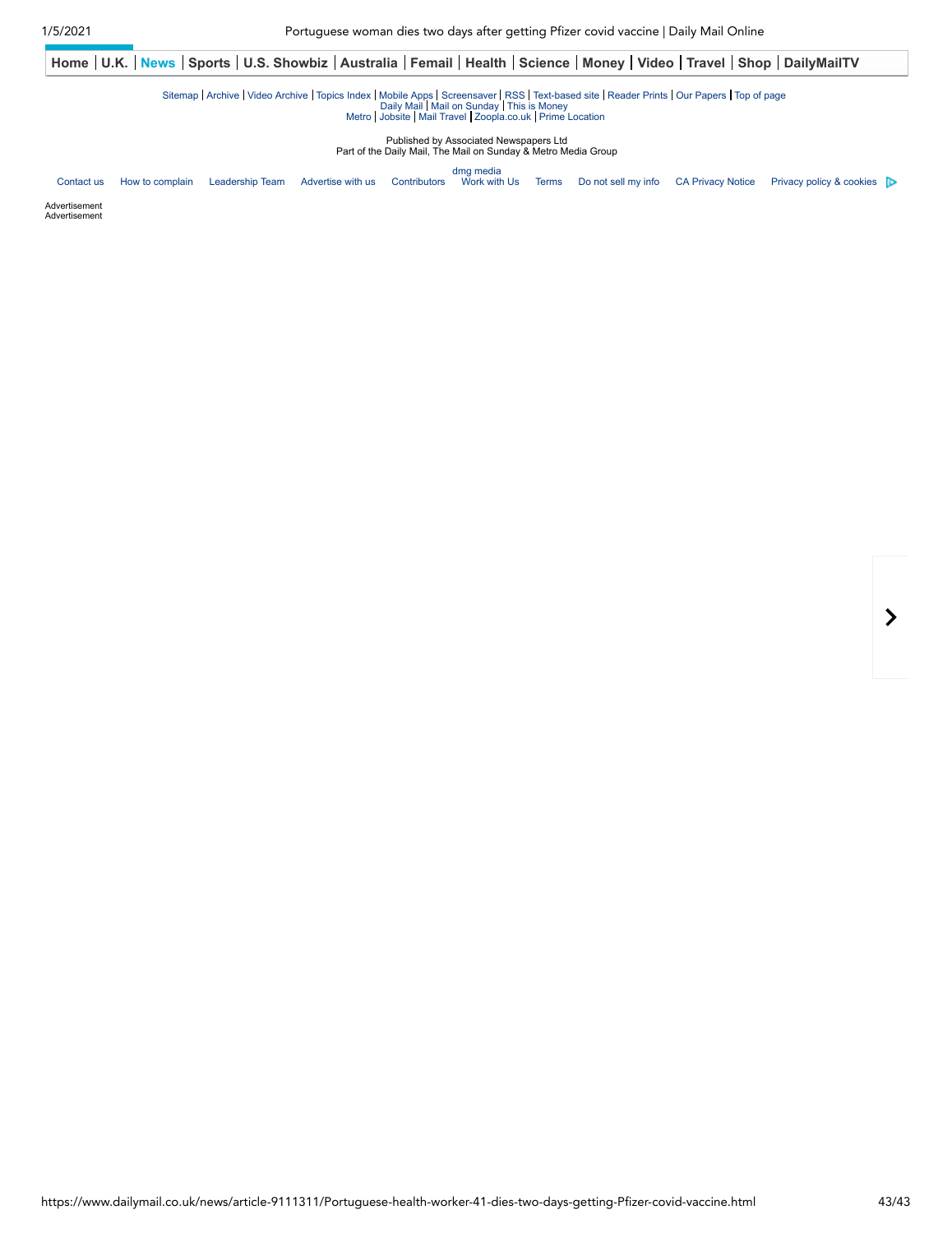Home | U.K. | News | Sports | U.S. Showbiz | Australia | Femail | Health | Science | Money | Video | Travel | Shop | DailyMailTV

Sitemap | Archive | Video Archive | Topics Index | Mobile Apps | Screensaver | RSS | Text-based site | Reader Prints | Our Papers | Top of page
Daily Mail | Mail on Sunday | This is Money
Metro | Jobsite | Mail Travel | Zoopla.co.uk | Prime Location

Published by Associated Newspapers Ltd
Part of the Daily Mail, The Mail on Sunday & Metro Media Group

dmg media

Contact us | How to complain | Leadership Team | Advertise with us | Contributors | Work with Us | Terms | Do not sell my info | CA Privacy Notice | Privacy policy & cookies

Advertisement
Advertisement